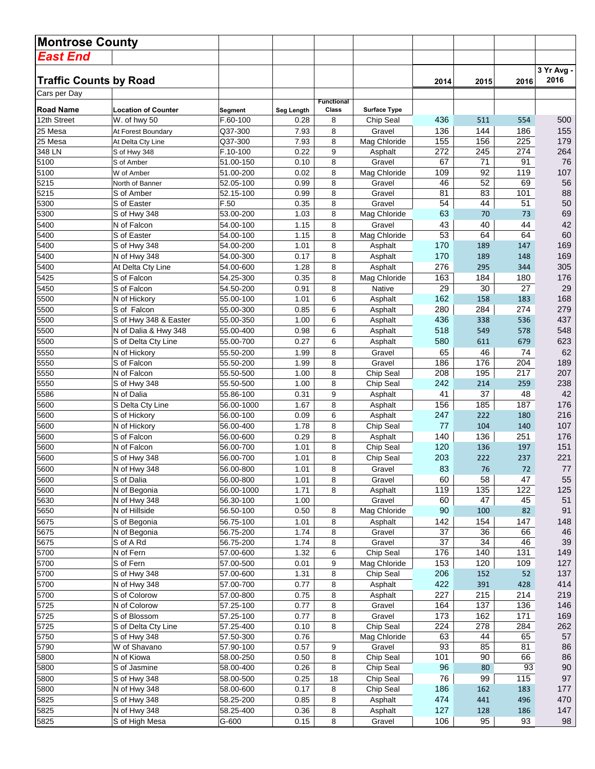# Montrose County

## *East End*

### Traffic Counts by Road

Cars per Day

| Road Name | Location of Counter | Segment | Seg Length | Functional Class | Surface Type | 2014 | 2015 | 2016 | 3 Yr Avg - 2016 |
|---|---|---|---|---|---|---|---|---|---|
| 12th Street | W. of hwy 50 | F.60-100 | 0.28 | 8 | Chip Seal | 436 | 511 | 554 | 500 |
| 25 Mesa | At Forest Boundary | Q37-300 | 7.93 | 8 | Gravel | 136 | 144 | 186 | 155 |
| 25 Mesa | At Delta Cty Line | Q37-300 | 7.93 | 8 | Mag Chloride | 155 | 156 | 225 | 179 |
| 348 LN | S of Hwy 348 | F.10-100 | 0.22 | 9 | Asphalt | 272 | 245 | 274 | 264 |
| 5100 | S of Amber | 51.00-150 | 0.10 | 8 | Gravel | 67 | 71 | 91 | 76 |
| 5100 | W of Amber | 51.00-200 | 0.02 | 8 | Mag Chloride | 109 | 92 | 119 | 107 |
| 5215 | North of Banner | 52.05-100 | 0.99 | 8 | Gravel | 46 | 52 | 69 | 56 |
| 5215 | S of Amber | 52.15-100 | 0.99 | 8 | Gravel | 81 | 83 | 101 | 88 |
| 5300 | S of Easter | F.50 | 0.35 | 8 | Gravel | 54 | 44 | 51 | 50 |
| 5300 | S of Hwy 348 | 53.00-200 | 1.03 | 8 | Mag Chloride | 63 | 70 | 73 | 69 |
| 5400 | N of Falcon | 54.00-100 | 1.15 | 8 | Gravel | 43 | 40 | 44 | 42 |
| 5400 | S of Easter | 54.00-100 | 1.15 | 8 | Mag Chloride | 53 | 64 | 64 | 60 |
| 5400 | S of Hwy 348 | 54.00-200 | 1.01 | 8 | Asphalt | 170 | 189 | 147 | 169 |
| 5400 | N of Hwy 348 | 54.00-300 | 0.17 | 8 | Asphalt | 170 | 189 | 148 | 169 |
| 5400 | At Delta Cty Line | 54.00-600 | 1.28 | 8 | Asphalt | 276 | 295 | 344 | 305 |
| 5425 | S of Falcon | 54.25-300 | 0.35 | 8 | Mag Chloride | 163 | 184 | 180 | 176 |
| 5450 | S of Falcon | 54.50-200 | 0.91 | 8 | Native | 29 | 30 | 27 | 29 |
| 5500 | N of Hickory | 55.00-100 | 1.01 | 6 | Asphalt | 162 | 158 | 183 | 168 |
| 5500 | S of Falcon | 55.00-300 | 0.85 | 6 | Asphalt | 280 | 284 | 274 | 279 |
| 5500 | S of Hwy 348 & Easter | 55.00-350 | 1.00 | 6 | Asphalt | 436 | 338 | 536 | 437 |
| 5500 | N of Dalia & Hwy 348 | 55.00-400 | 0.98 | 6 | Asphalt | 518 | 549 | 578 | 548 |
| 5500 | S of Delta Cty Line | 55.00-700 | 0.27 | 6 | Asphalt | 580 | 611 | 679 | 623 |
| 5550 | N of Hickory | 55.50-200 | 1.99 | 8 | Gravel | 65 | 46 | 74 | 62 |
| 5550 | S of Falcon | 55.50-200 | 1.99 | 8 | Gravel | 186 | 176 | 204 | 189 |
| 5550 | N of Falcon | 55.50-500 | 1.00 | 8 | Chip Seal | 208 | 195 | 217 | 207 |
| 5550 | S of Hwy 348 | 55.50-500 | 1.00 | 8 | Chip Seal | 242 | 214 | 259 | 238 |
| 5586 | N of Dalia | 55.86-100 | 0.31 | 9 | Asphalt | 41 | 37 | 48 | 42 |
| 5600 | S Delta Cty Line | 56.00-1000 | 1.67 | 8 | Asphalt | 156 | 185 | 187 | 176 |
| 5600 | S of Hickory | 56.00-100 | 0.09 | 6 | Asphalt | 247 | 222 | 180 | 216 |
| 5600 | N of Hickory | 56.00-400 | 1.78 | 8 | Chip Seal | 77 | 104 | 140 | 107 |
| 5600 | S of Falcon | 56.00-600 | 0.29 | 8 | Asphalt | 140 | 136 | 251 | 176 |
| 5600 | N of Falcon | 56.00-700 | 1.01 | 8 | Chip Seal | 120 | 136 | 197 | 151 |
| 5600 | S of Hwy 348 | 56.00-700 | 1.01 | 8 | Chip Seal | 203 | 222 | 237 | 221 |
| 5600 | N of Hwy 348 | 56.00-800 | 1.01 | 8 | Gravel | 83 | 76 | 72 | 77 |
| 5600 | S of Dalia | 56.00-800 | 1.01 | 8 | Gravel | 60 | 58 | 47 | 55 |
| 5600 | N of Begonia | 56.00-1000 | 1.71 | 8 | Asphalt | 119 | 135 | 122 | 125 |
| 5630 | N of Hwy 348 | 56.30-100 | 1.00 | | Gravel | 60 | 47 | 45 | 51 |
| 5650 | N of Hillside | 56.50-100 | 0.50 | 8 | Mag Chloride | 90 | 100 | 82 | 91 |
| 5675 | S of Begonia | 56.75-100 | 1.01 | 8 | Asphalt | 142 | 154 | 147 | 148 |
| 5675 | N of Begonia | 56.75-200 | 1.74 | 8 | Gravel | 37 | 36 | 66 | 46 |
| 5675 | S of A Rd | 56.75-200 | 1.74 | 8 | Gravel | 37 | 34 | 46 | 39 |
| 5700 | N of Fern | 57.00-600 | 1.32 | 6 | Chip Seal | 176 | 140 | 131 | 149 |
| 5700 | S of Fern | 57.00-500 | 0.01 | 9 | Mag Chloride | 153 | 120 | 109 | 127 |
| 5700 | S of Hwy 348 | 57.00-600 | 1.31 | 8 | Chip Seal | 206 | 152 | 52 | 137 |
| 5700 | N of Hwy 348 | 57.00-700 | 0.77 | 8 | Asphalt | 422 | 391 | 428 | 414 |
| 5700 | S of Colorow | 57.00-800 | 0.75 | 8 | Asphalt | 227 | 215 | 214 | 219 |
| 5725 | N of Colorow | 57.25-100 | 0.77 | 8 | Gravel | 164 | 137 | 136 | 146 |
| 5725 | S of Blossom | 57.25-100 | 0.77 | 8 | Gravel | 173 | 162 | 171 | 169 |
| 5725 | S of Delta Cty Line | 57.25-400 | 0.10 | 8 | Chip Seal | 224 | 278 | 284 | 262 |
| 5750 | S of Hwy 348 | 57.50-300 | 0.76 | | Mag Chloride | 63 | 44 | 65 | 57 |
| 5790 | W of Shavano | 57.90-100 | 0.57 | 9 | Gravel | 93 | 85 | 81 | 86 |
| 5800 | N of Kiowa | 58.00-250 | 0.50 | 8 | Chip Seal | 101 | 90 | 66 | 86 |
| 5800 | S of Jasmine | 58.00-400 | 0.26 | 8 | Chip Seal | 96 | 80 | 93 | 90 |
| 5800 | S of Hwy 348 | 58.00-500 | 0.25 | 18 | Chip Seal | 76 | 99 | 115 | 97 |
| 5800 | N of Hwy 348 | 58.00-600 | 0.17 | 8 | Chip Seal | 186 | 162 | 183 | 177 |
| 5825 | S of Hwy 348 | 58.25-200 | 0.85 | 8 | Asphalt | 474 | 441 | 496 | 470 |
| 5825 | N of Hwy 348 | 58.25-400 | 0.36 | 8 | Asphalt | 127 | 128 | 186 | 147 |
| 5825 | S of High Mesa | G-600 | 0.15 | 8 | Gravel | 106 | 95 | 93 | 98 |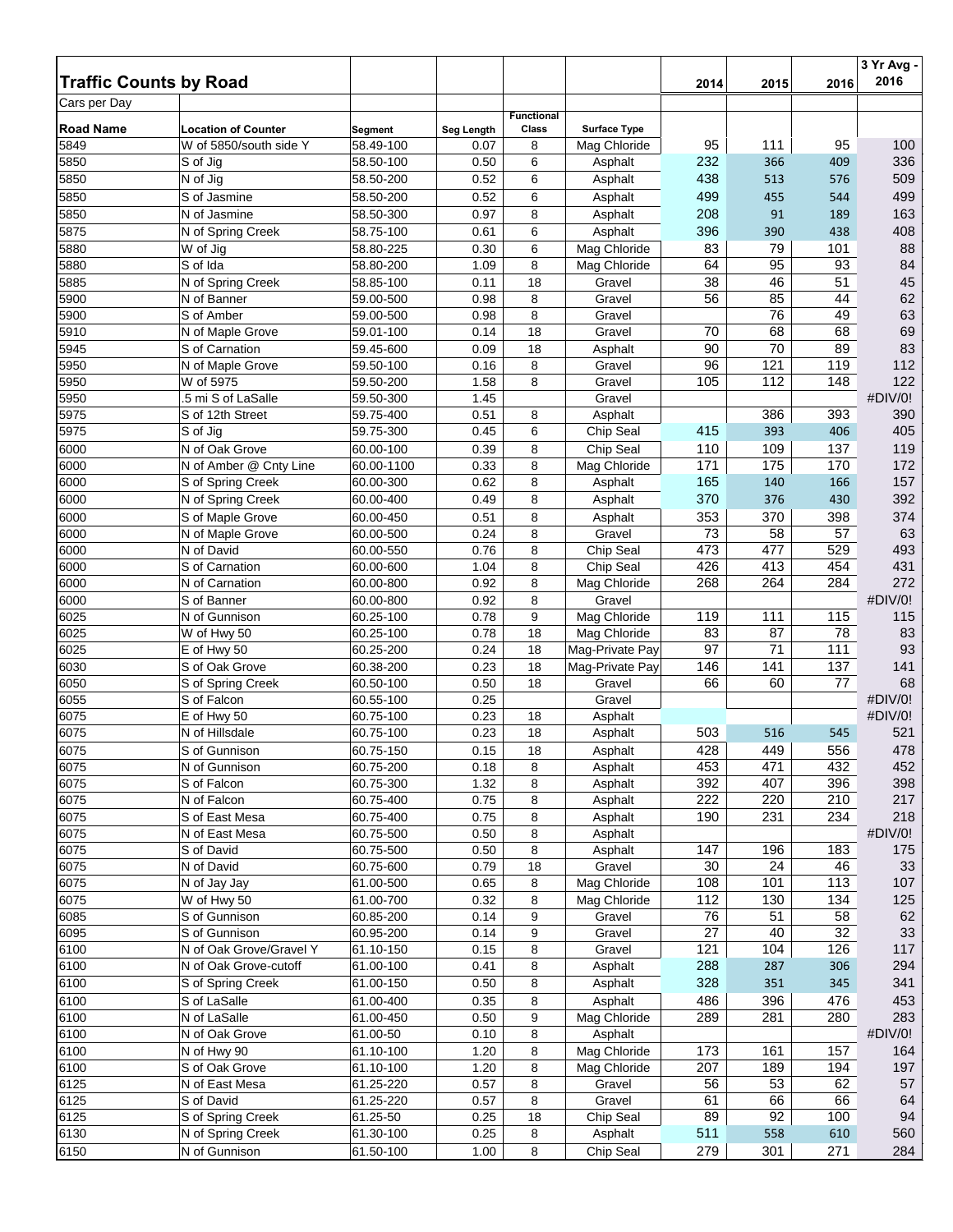# Traffic Counts by Road

Cars per Day

| Road Name | Location of Counter | Segment | Seg Length | Functional Class | Surface Type | 2014 | 2015 | 2016 | 3 Yr Avg - 2016 |
|---|---|---|---|---|---|---|---|---|---|
| 5849 | W of 5850/south side Y | 58.49-100 | 0.07 | 8 | Mag Chloride | 95 | 111 | 95 | 100 |
| 5850 | S of Jig | 58.50-100 | 0.50 | 6 | Asphalt | 232 | 366 | 409 | 336 |
| 5850 | N of Jig | 58.50-200 | 0.52 | 6 | Asphalt | 438 | 513 | 576 | 509 |
| 5850 | S of Jasmine | 58.50-200 | 0.52 | 6 | Asphalt | 499 | 455 | 544 | 499 |
| 5850 | N of Jasmine | 58.50-300 | 0.97 | 8 | Asphalt | 208 | 91 | 189 | 163 |
| 5875 | N of Spring Creek | 58.75-100 | 0.61 | 6 | Asphalt | 396 | 390 | 438 | 408 |
| 5880 | W of Jig | 58.80-225 | 0.30 | 6 | Mag Chloride | 83 | 79 | 101 | 88 |
| 5880 | S of Ida | 58.80-200 | 1.09 | 8 | Mag Chloride | 64 | 95 | 93 | 84 |
| 5885 | N of Spring Creek | 58.85-100 | 0.11 | 18 | Gravel | 38 | 46 | 51 | 45 |
| 5900 | N of Banner | 59.00-500 | 0.98 | 8 | Gravel | 56 | 85 | 44 | 62 |
| 5900 | S of Amber | 59.00-500 | 0.98 | 8 | Gravel | | 76 | 49 | 63 |
| 5910 | N of Maple Grove | 59.01-100 | 0.14 | 18 | Gravel | 70 | 68 | 68 | 69 |
| 5945 | S of Carnation | 59.45-600 | 0.09 | 18 | Asphalt | 90 | 70 | 89 | 83 |
| 5950 | N of Maple Grove | 59.50-100 | 0.16 | 8 | Gravel | 96 | 121 | 119 | 112 |
| 5950 | W of 5975 | 59.50-200 | 1.58 | 8 | Gravel | 105 | 112 | 148 | 122 |
| 5950 | .5 mi S of LaSalle | 59.50-300 | 1.45 | | Gravel | | | | #DIV/0! |
| 5975 | S of 12th Street | 59.75-400 | 0.51 | 8 | Asphalt | | 386 | 393 | 390 |
| 5975 | S of Jig | 59.75-300 | 0.45 | 6 | Chip Seal | 415 | 393 | 406 | 405 |
| 6000 | N of Oak Grove | 60.00-100 | 0.39 | 8 | Chip Seal | 110 | 109 | 137 | 119 |
| 6000 | N of Amber @ Cnty Line | 60.00-1100 | 0.33 | 8 | Mag Chloride | 171 | 175 | 170 | 172 |
| 6000 | S of Spring Creek | 60.00-300 | 0.62 | 8 | Asphalt | 165 | 140 | 166 | 157 |
| 6000 | N of Spring Creek | 60.00-400 | 0.49 | 8 | Asphalt | 370 | 376 | 430 | 392 |
| 6000 | S of Maple Grove | 60.00-450 | 0.51 | 8 | Asphalt | 353 | 370 | 398 | 374 |
| 6000 | N of Maple Grove | 60.00-500 | 0.24 | 8 | Gravel | 73 | 58 | 57 | 63 |
| 6000 | N of David | 60.00-550 | 0.76 | 8 | Chip Seal | 473 | 477 | 529 | 493 |
| 6000 | S of Carnation | 60.00-600 | 1.04 | 8 | Chip Seal | 426 | 413 | 454 | 431 |
| 6000 | N of Carnation | 60.00-800 | 0.92 | 8 | Mag Chloride | 268 | 264 | 284 | 272 |
| 6000 | S of Banner | 60.00-800 | 0.92 | 8 | Gravel | | | | #DIV/0! |
| 6025 | N of Gunnison | 60.25-100 | 0.78 | 9 | Mag Chloride | 119 | 111 | 115 | 115 |
| 6025 | W of Hwy 50 | 60.25-100 | 0.78 | 18 | Mag Chloride | 83 | 87 | 78 | 83 |
| 6025 | E of Hwy 50 | 60.25-200 | 0.24 | 18 | Mag-Private Pay | 97 | 71 | 111 | 93 |
| 6030 | S of Oak Grove | 60.38-200 | 0.23 | 18 | Mag-Private Pay | 146 | 141 | 137 | 141 |
| 6050 | S of Spring Creek | 60.50-100 | 0.50 | 18 | Gravel | 66 | 60 | 77 | 68 |
| 6055 | S of Falcon | 60.55-100 | 0.25 | | Gravel | | | | #DIV/0! |
| 6075 | E of Hwy 50 | 60.75-100 | 0.23 | 18 | Asphalt | | | | #DIV/0! |
| 6075 | N of Hillsdale | 60.75-100 | 0.23 | 18 | Asphalt | 503 | 516 | 545 | 521 |
| 6075 | S of Gunnison | 60.75-150 | 0.15 | 18 | Asphalt | 428 | 449 | 556 | 478 |
| 6075 | N of Gunnison | 60.75-200 | 0.18 | 8 | Asphalt | 453 | 471 | 432 | 452 |
| 6075 | S of Falcon | 60.75-300 | 1.32 | 8 | Asphalt | 392 | 407 | 396 | 398 |
| 6075 | N of Falcon | 60.75-400 | 0.75 | 8 | Asphalt | 222 | 220 | 210 | 217 |
| 6075 | S of East Mesa | 60.75-400 | 0.75 | 8 | Asphalt | 190 | 231 | 234 | 218 |
| 6075 | N of East Mesa | 60.75-500 | 0.50 | 8 | Asphalt | | | | #DIV/0! |
| 6075 | S of David | 60.75-500 | 0.50 | 8 | Asphalt | 147 | 196 | 183 | 175 |
| 6075 | N of David | 60.75-600 | 0.79 | 18 | Gravel | 30 | 24 | 46 | 33 |
| 6075 | N of Jay Jay | 61.00-500 | 0.65 | 8 | Mag Chloride | 108 | 101 | 113 | 107 |
| 6075 | W of Hwy 50 | 61.00-700 | 0.32 | 8 | Mag Chloride | 112 | 130 | 134 | 125 |
| 6085 | S of Gunnison | 60.85-200 | 0.14 | 9 | Gravel | 76 | 51 | 58 | 62 |
| 6095 | S of Gunnison | 60.95-200 | 0.14 | 9 | Gravel | 27 | 40 | 32 | 33 |
| 6100 | N of Oak Grove/Gravel Y | 61.10-150 | 0.15 | 8 | Gravel | 121 | 104 | 126 | 117 |
| 6100 | N of Oak Grove-cutoff | 61.00-100 | 0.41 | 8 | Asphalt | 288 | 287 | 306 | 294 |
| 6100 | S of Spring Creek | 61.00-150 | 0.50 | 8 | Asphalt | 328 | 351 | 345 | 341 |
| 6100 | S of LaSalle | 61.00-400 | 0.35 | 8 | Asphalt | 486 | 396 | 476 | 453 |
| 6100 | N of LaSalle | 61.00-450 | 0.50 | 9 | Mag Chloride | 289 | 281 | 280 | 283 |
| 6100 | N of Oak Grove | 61.00-50 | 0.10 | 8 | Asphalt | | | | #DIV/0! |
| 6100 | N of Hwy 90 | 61.10-100 | 1.20 | 8 | Mag Chloride | 173 | 161 | 157 | 164 |
| 6100 | S of Oak Grove | 61.10-100 | 1.20 | 8 | Mag Chloride | 207 | 189 | 194 | 197 |
| 6125 | N of East Mesa | 61.25-220 | 0.57 | 8 | Gravel | 56 | 53 | 62 | 57 |
| 6125 | S of David | 61.25-220 | 0.57 | 8 | Gravel | 61 | 66 | 66 | 64 |
| 6125 | S of Spring Creek | 61.25-50 | 0.25 | 18 | Chip Seal | 89 | 92 | 100 | 94 |
| 6130 | N of Spring Creek | 61.30-100 | 0.25 | 8 | Asphalt | 511 | 558 | 610 | 560 |
| 6150 | N of Gunnison | 61.50-100 | 1.00 | 8 | Chip Seal | 279 | 301 | 271 | 284 |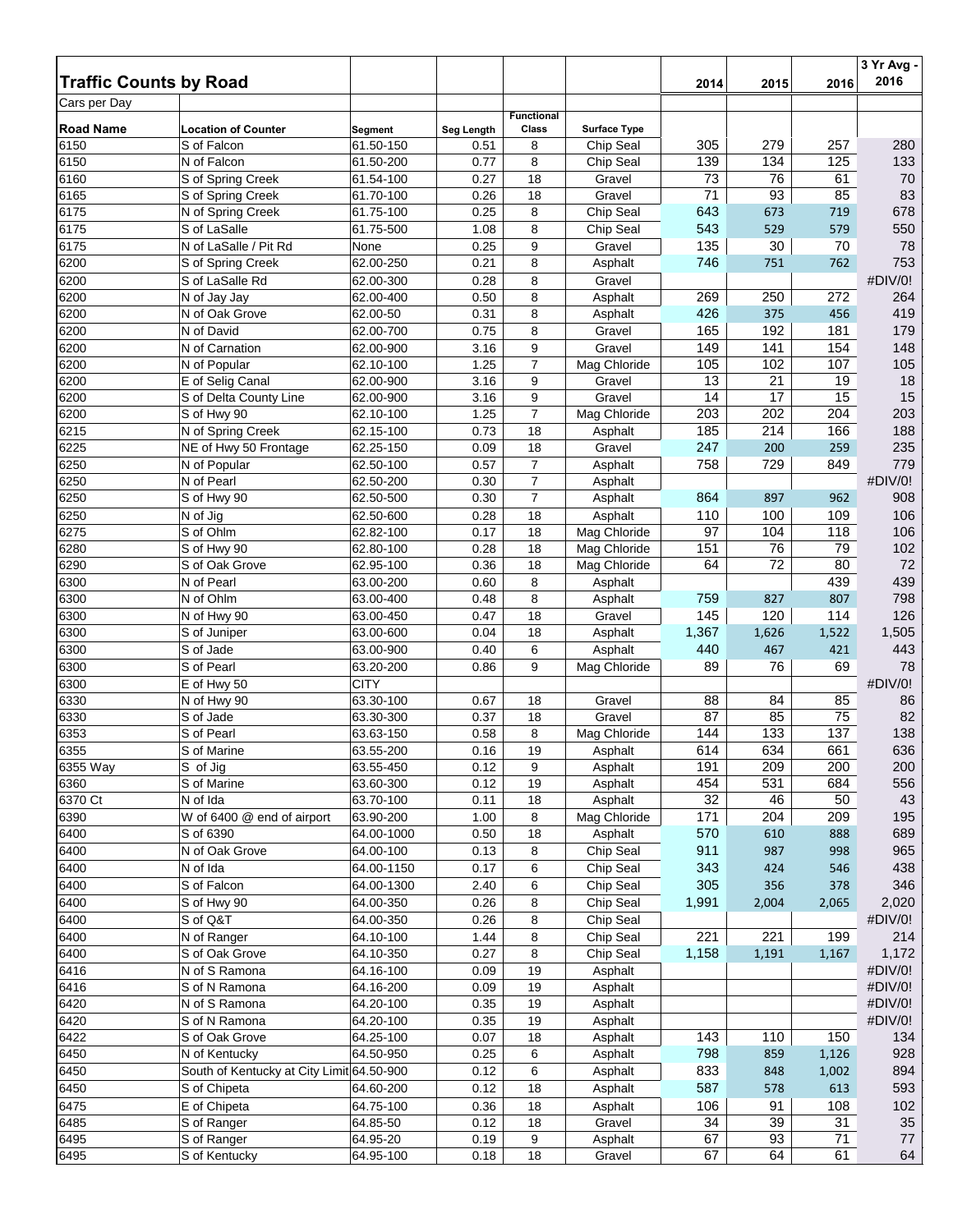| Traffic Counts by Road | | | | | | 2014 | 2015 | 2016 | 3 Yr Avg - 2016 |
|---|---|---|---|---|---|---|---|---|---|
| Cars per Day | | | | | | | | | |
| **Road Name** | **Location of Counter** | **Segment** | **Seg Length** | **Functional Class** | **Surface Type** | | | | |
| 6150 | S of Falcon | 61.50-150 | 0.51 | 8 | Chip Seal | 305 | 279 | 257 | 280 |
| 6150 | N of Falcon | 61.50-200 | 0.77 | 8 | Chip Seal | 139 | 134 | 125 | 133 |
| 6160 | S of Spring Creek | 61.54-100 | 0.27 | 18 | Gravel | 73 | 76 | 61 | 70 |
| 6165 | S of Spring Creek | 61.70-100 | 0.26 | 18 | Gravel | 71 | 93 | 85 | 83 |
| 6175 | N of Spring Creek | 61.75-100 | 0.25 | 8 | Chip Seal | 643 | 673 | 719 | 678 |
| 6175 | S of LaSalle | 61.75-500 | 1.08 | 8 | Chip Seal | 543 | 529 | 579 | 550 |
| 6175 | N of LaSalle / Pit Rd | None | 0.25 | 9 | Gravel | 135 | 30 | 70 | 78 |
| 6200 | S of Spring Creek | 62.00-250 | 0.21 | 8 | Asphalt | 746 | 751 | 762 | 753 |
| 6200 | S of LaSalle Rd | 62.00-300 | 0.28 | 8 | Gravel | | | | #DIV/0! |
| 6200 | N of Jay Jay | 62.00-400 | 0.50 | 8 | Asphalt | 269 | 250 | 272 | 264 |
| 6200 | N of Oak Grove | 62.00-50 | 0.31 | 8 | Asphalt | 426 | 375 | 456 | 419 |
| 6200 | N of David | 62.00-700 | 0.75 | 8 | Gravel | 165 | 192 | 181 | 179 |
| 6200 | N of Carnation | 62.00-900 | 3.16 | 9 | Gravel | 149 | 141 | 154 | 148 |
| 6200 | N of Popular | 62.10-100 | 1.25 | 7 | Mag Chloride | 105 | 102 | 107 | 105 |
| 6200 | E of Selig Canal | 62.00-900 | 3.16 | 9 | Gravel | 13 | 21 | 19 | 18 |
| 6200 | S of Delta County Line | 62.00-900 | 3.16 | 9 | Gravel | 14 | 17 | 15 | 15 |
| 6200 | S of Hwy 90 | 62.10-100 | 1.25 | 7 | Mag Chloride | 203 | 202 | 204 | 203 |
| 6215 | N of Spring Creek | 62.15-100 | 0.73 | 18 | Asphalt | 185 | 214 | 166 | 188 |
| 6225 | NE of Hwy 50 Frontage | 62.25-150 | 0.09 | 18 | Gravel | 247 | 200 | 259 | 235 |
| 6250 | N of Popular | 62.50-100 | 0.57 | 7 | Asphalt | 758 | 729 | 849 | 779 |
| 6250 | N of Pearl | 62.50-200 | 0.30 | 7 | Asphalt | | | | #DIV/0! |
| 6250 | S of Hwy 90 | 62.50-500 | 0.30 | 7 | Asphalt | 864 | 897 | 962 | 908 |
| 6250 | N of Jig | 62.50-600 | 0.28 | 18 | Asphalt | 110 | 100 | 109 | 106 |
| 6275 | S of Ohlm | 62.82-100 | 0.17 | 18 | Mag Chloride | 97 | 104 | 118 | 106 |
| 6280 | S of Hwy 90 | 62.80-100 | 0.28 | 18 | Mag Chloride | 151 | 76 | 79 | 102 |
| 6290 | S of Oak Grove | 62.95-100 | 0.36 | 18 | Mag Chloride | 64 | 72 | 80 | 72 |
| 6300 | N of Pearl | 63.00-200 | 0.60 | 8 | Asphalt | | | 439 | 439 |
| 6300 | N of Ohlm | 63.00-400 | 0.48 | 8 | Asphalt | 759 | 827 | 807 | 798 |
| 6300 | N of Hwy 90 | 63.00-450 | 0.47 | 18 | Gravel | 145 | 120 | 114 | 126 |
| 6300 | S of Juniper | 63.00-600 | 0.04 | 18 | Asphalt | 1,367 | 1,626 | 1,522 | 1,505 |
| 6300 | S of Jade | 63.00-900 | 0.40 | 6 | Asphalt | 440 | 467 | 421 | 443 |
| 6300 | S of Pearl | 63.20-200 | 0.86 | 9 | Mag Chloride | 89 | 76 | 69 | 78 |
| 6300 | E of Hwy 50 | CITY | | | | | | | #DIV/0! |
| 6330 | N of Hwy 90 | 63.30-100 | 0.67 | 18 | Gravel | 88 | 84 | 85 | 86 |
| 6330 | S of Jade | 63.30-300 | 0.37 | 18 | Gravel | 87 | 85 | 75 | 82 |
| 6353 | S of Pearl | 63.63-150 | 0.58 | 8 | Mag Chloride | 144 | 133 | 137 | 138 |
| 6355 | S of Marine | 63.55-200 | 0.16 | 19 | Asphalt | 614 | 634 | 661 | 636 |
| 6355 Way | S of Jig | 63.55-450 | 0.12 | 9 | Asphalt | 191 | 209 | 200 | 200 |
| 6360 | S of Marine | 63.60-300 | 0.12 | 19 | Asphalt | 454 | 531 | 684 | 556 |
| 6370 Ct | N of Ida | 63.70-100 | 0.11 | 18 | Asphalt | 32 | 46 | 50 | 43 |
| 6390 | W of 6400 @ end of airport | 63.90-200 | 1.00 | 8 | Mag Chloride | 171 | 204 | 209 | 195 |
| 6400 | S of 6390 | 64.00-1000 | 0.50 | 18 | Asphalt | 570 | 610 | 888 | 689 |
| 6400 | N of Oak Grove | 64.00-100 | 0.13 | 8 | Chip Seal | 911 | 987 | 998 | 965 |
| 6400 | N of Ida | 64.00-1150 | 0.17 | 6 | Chip Seal | 343 | 424 | 546 | 438 |
| 6400 | S of Falcon | 64.00-1300 | 2.40 | 6 | Chip Seal | 305 | 356 | 378 | 346 |
| 6400 | S of Hwy 90 | 64.00-350 | 0.26 | 8 | Chip Seal | 1,991 | 2,004 | 2,065 | 2,020 |
| 6400 | S of Q&T | 64.00-350 | 0.26 | 8 | Chip Seal | | | | #DIV/0! |
| 6400 | N of Ranger | 64.10-100 | 1.44 | 8 | Chip Seal | 221 | 221 | 199 | 214 |
| 6400 | S of Oak Grove | 64.10-350 | 0.27 | 8 | Chip Seal | 1,158 | 1,191 | 1,167 | 1,172 |
| 6416 | N of S Ramona | 64.16-100 | 0.09 | 19 | Asphalt | | | | #DIV/0! |
| 6416 | S of N Ramona | 64.16-200 | 0.09 | 19 | Asphalt | | | | #DIV/0! |
| 6420 | N of S Ramona | 64.20-100 | 0.35 | 19 | Asphalt | | | | #DIV/0! |
| 6420 | S of N Ramona | 64.20-100 | 0.35 | 19 | Asphalt | | | | #DIV/0! |
| 6422 | S of Oak Grove | 64.25-100 | 0.07 | 18 | Asphalt | 143 | 110 | 150 | 134 |
| 6450 | N of Kentucky | 64.50-950 | 0.25 | 6 | Asphalt | 798 | 859 | 1,126 | 928 |
| 6450 | South of Kentucky at City Limit | 64.50-900 | 0.12 | 6 | Asphalt | 833 | 848 | 1,002 | 894 |
| 6450 | S of Chipeta | 64.60-200 | 0.12 | 18 | Asphalt | 587 | 578 | 613 | 593 |
| 6475 | E of Chipeta | 64.75-100 | 0.36 | 18 | Asphalt | 106 | 91 | 108 | 102 |
| 6485 | S of Ranger | 64.85-50 | 0.12 | 18 | Gravel | 34 | 39 | 31 | 35 |
| 6495 | S of Ranger | 64.95-20 | 0.19 | 9 | Asphalt | 67 | 93 | 71 | 77 |
| 6495 | S of Kentucky | 64.95-100 | 0.18 | 18 | Gravel | 67 | 64 | 61 | 64 |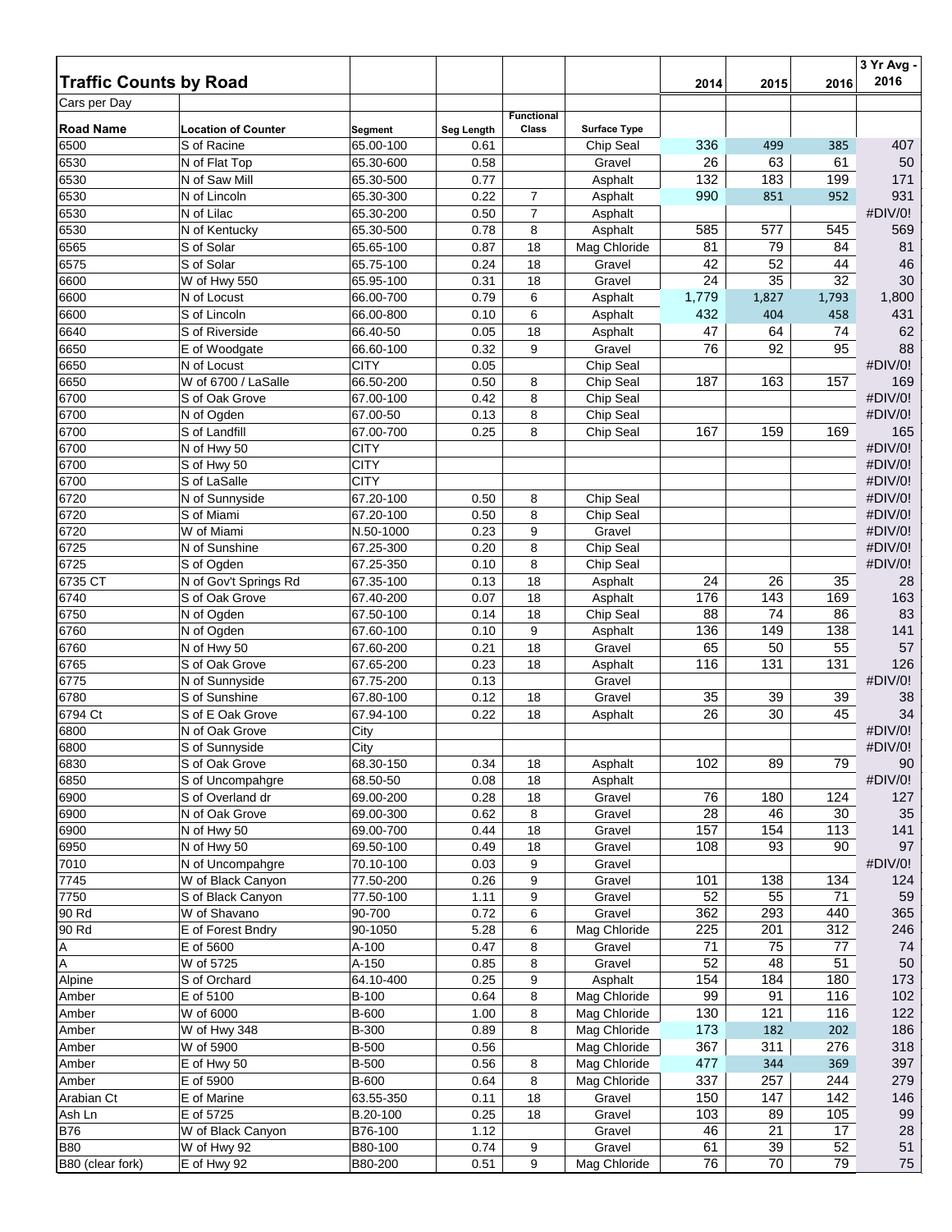# Traffic Counts by Road

Cars per Day

| Road Name | Location of Counter | Segment | Seg Length | Functional Class | Surface Type | 2014 | 2015 | 2016 | 3 Yr Avg - 2016 |
|---|---|---|---|---|---|---|---|---|---|
| 6500 | S of Racine | 65.00-100 | 0.61 | | Chip Seal | 336 | 499 | 385 | 407 |
| 6530 | N of Flat Top | 65.30-600 | 0.58 | | Gravel | 26 | 63 | 61 | 50 |
| 6530 | N of Saw Mill | 65.30-500 | 0.77 | | Asphalt | 132 | 183 | 199 | 171 |
| 6530 | N of Lincoln | 65.30-300 | 0.22 | 7 | Asphalt | 990 | 851 | 952 | 931 |
| 6530 | N of Lilac | 65.30-200 | 0.50 | 7 | Asphalt | | | | #DIV/0! |
| 6530 | N of Kentucky | 65.30-500 | 0.78 | 8 | Asphalt | 585 | 577 | 545 | 569 |
| 6565 | S of Solar | 65.65-100 | 0.87 | 18 | Mag Chloride | 81 | 79 | 84 | 81 |
| 6575 | S of Solar | 65.75-100 | 0.24 | 18 | Gravel | 42 | 52 | 44 | 46 |
| 6600 | W of Hwy 550 | 65.95-100 | 0.31 | 18 | Gravel | 24 | 35 | 32 | 30 |
| 6600 | N of Locust | 66.00-700 | 0.79 | 6 | Asphalt | 1,779 | 1,827 | 1,793 | 1,800 |
| 6600 | S of Lincoln | 66.00-800 | 0.10 | 6 | Asphalt | 432 | 404 | 458 | 431 |
| 6640 | S of Riverside | 66.40-50 | 0.05 | 18 | Asphalt | 47 | 64 | 74 | 62 |
| 6650 | E of Woodgate | 66.60-100 | 0.32 | 9 | Gravel | 76 | 92 | 95 | 88 |
| 6650 | N of Locust | CITY | 0.05 | | Chip Seal | | | | #DIV/0! |
| 6650 | W of 6700 / LaSalle | 66.50-200 | 0.50 | 8 | Chip Seal | 187 | 163 | 157 | 169 |
| 6700 | S of Oak Grove | 67.00-100 | 0.42 | 8 | Chip Seal | | | | #DIV/0! |
| 6700 | N of Ogden | 67.00-50 | 0.13 | 8 | Chip Seal | | | | #DIV/0! |
| 6700 | S of Landfill | 67.00-700 | 0.25 | 8 | Chip Seal | 167 | 159 | 169 | 165 |
| 6700 | N of Hwy 50 | CITY | | | | | | | #DIV/0! |
| 6700 | S of Hwy 50 | CITY | | | | | | | #DIV/0! |
| 6700 | S of LaSalle | CITY | | | | | | | #DIV/0! |
| 6720 | N of Sunnyside | 67.20-100 | 0.50 | 8 | Chip Seal | | | | #DIV/0! |
| 6720 | S of Miami | 67.20-100 | 0.50 | 8 | Chip Seal | | | | #DIV/0! |
| 6720 | W of Miami | N.50-1000 | 0.23 | 9 | Gravel | | | | #DIV/0! |
| 6725 | N of Sunshine | 67.25-300 | 0.20 | 8 | Chip Seal | | | | #DIV/0! |
| 6725 | S of Ogden | 67.25-350 | 0.10 | 8 | Chip Seal | | | | #DIV/0! |
| 6735 CT | N of Gov't Springs Rd | 67.35-100 | 0.13 | 18 | Asphalt | 24 | 26 | 35 | 28 |
| 6740 | S of Oak Grove | 67.40-200 | 0.07 | 18 | Asphalt | 176 | 143 | 169 | 163 |
| 6750 | N of Ogden | 67.50-100 | 0.14 | 18 | Chip Seal | 88 | 74 | 86 | 83 |
| 6760 | N of Ogden | 67.60-100 | 0.10 | 9 | Asphalt | 136 | 149 | 138 | 141 |
| 6760 | N of Hwy 50 | 67.60-200 | 0.21 | 18 | Gravel | 65 | 50 | 55 | 57 |
| 6765 | S of Oak Grove | 67.65-200 | 0.23 | 18 | Asphalt | 116 | 131 | 131 | 126 |
| 6775 | N of Sunnyside | 67.75-200 | 0.13 | | Gravel | | | | #DIV/0! |
| 6780 | S of Sunshine | 67.80-100 | 0.12 | 18 | Gravel | 35 | 39 | 39 | 38 |
| 6794 Ct | S of E Oak Grove | 67.94-100 | 0.22 | 18 | Asphalt | 26 | 30 | 45 | 34 |
| 6800 | N of Oak Grove | City | | | | | | | #DIV/0! |
| 6800 | S of Sunnyside | City | | | | | | | #DIV/0! |
| 6830 | S of Oak Grove | 68.30-150 | 0.34 | 18 | Asphalt | 102 | 89 | 79 | 90 |
| 6850 | S of Uncompahgre | 68.50-50 | 0.08 | 18 | Asphalt | | | | #DIV/0! |
| 6900 | S of Overland dr | 69.00-200 | 0.28 | 18 | Gravel | 76 | 180 | 124 | 127 |
| 6900 | N of Oak Grove | 69.00-300 | 0.62 | 8 | Gravel | 28 | 46 | 30 | 35 |
| 6900 | N of Hwy 50 | 69.00-700 | 0.44 | 18 | Gravel | 157 | 154 | 113 | 141 |
| 6950 | N of Hwy 50 | 69.50-100 | 0.49 | 18 | Gravel | 108 | 93 | 90 | 97 |
| 7010 | N of Uncompahgre | 70.10-100 | 0.03 | 9 | Gravel | | | | #DIV/0! |
| 7745 | W of Black Canyon | 77.50-200 | 0.26 | 9 | Gravel | 101 | 138 | 134 | 124 |
| 7750 | S of Black Canyon | 77.50-100 | 1.11 | 9 | Gravel | 52 | 55 | 71 | 59 |
| 90 Rd | W of Shavano | 90-700 | 0.72 | 6 | Gravel | 362 | 293 | 440 | 365 |
| 90 Rd | E of Forest Bndry | 90-1050 | 5.28 | 6 | Mag Chloride | 225 | 201 | 312 | 246 |
| A | E of 5600 | A-100 | 0.47 | 8 | Gravel | 71 | 75 | 77 | 74 |
| A | W of 5725 | A-150 | 0.85 | 8 | Gravel | 52 | 48 | 51 | 50 |
| Alpine | S of Orchard | 64.10-400 | 0.25 | 9 | Asphalt | 154 | 184 | 180 | 173 |
| Amber | E of 5100 | B-100 | 0.64 | 8 | Mag Chloride | 99 | 91 | 116 | 102 |
| Amber | W of 6000 | B-600 | 1.00 | 8 | Mag Chloride | 130 | 121 | 116 | 122 |
| Amber | W of Hwy 348 | B-300 | 0.89 | 8 | Mag Chloride | 173 | 182 | 202 | 186 |
| Amber | W of 5900 | B-500 | 0.56 | | Mag Chloride | 367 | 311 | 276 | 318 |
| Amber | E of Hwy 50 | B-500 | 0.56 | 8 | Mag Chloride | 477 | 344 | 369 | 397 |
| Amber | E of 5900 | B-600 | 0.64 | 8 | Mag Chloride | 337 | 257 | 244 | 279 |
| Arabian Ct | E of Marine | 63.55-350 | 0.11 | 18 | Gravel | 150 | 147 | 142 | 146 |
| Ash Ln | E of 5725 | B.20-100 | 0.25 | 18 | Gravel | 103 | 89 | 105 | 99 |
| B76 | W of Black Canyon | B76-100 | 1.12 | | Gravel | 46 | 21 | 17 | 28 |
| B80 | W of Hwy 92 | B80-100 | 0.74 | 9 | Gravel | 61 | 39 | 52 | 51 |
| B80 (clear fork) | E of Hwy 92 | B80-200 | 0.51 | 9 | Mag Chloride | 76 | 70 | 79 | 75 |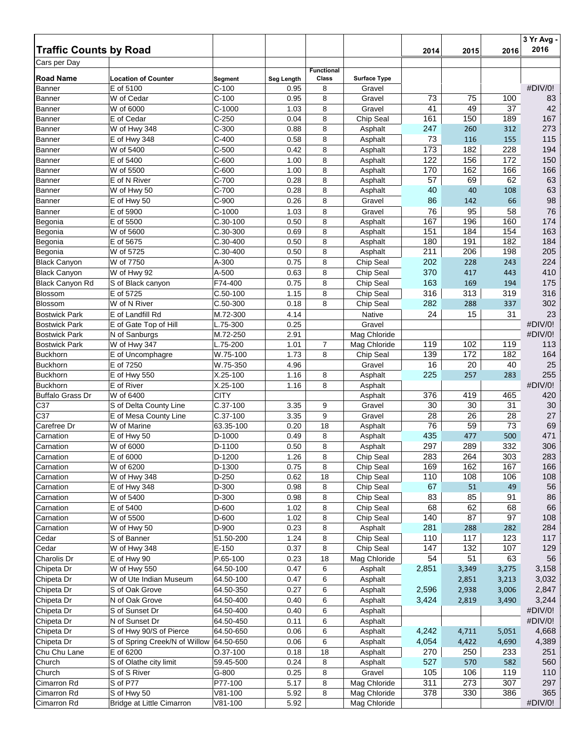## Traffic Counts by Road

Cars per Day

| Road Name | Location of Counter | Segment | Seg Length | Functional Class | Surface Type | 2014 | 2015 | 2016 | 3 Yr Avg - 2016 |
|---|---|---|---|---|---|---|---|---|---|
| Banner | E of 5100 | C-100 | 0.95 | 8 | Gravel | | | | #DIV/0! |
| Banner | W of Cedar | C-100 | 0.95 | 8 | Gravel | 73 | 75 | 100 | 83 |
| Banner | W of 6000 | C-1000 | 1.03 | 8 | Gravel | 41 | 49 | 37 | 42 |
| Banner | E of Cedar | C-250 | 0.04 | 8 | Chip Seal | 161 | 150 | 189 | 167 |
| Banner | W of Hwy 348 | C-300 | 0.88 | 8 | Asphalt | 247 | 260 | 312 | 273 |
| Banner | E of Hwy 348 | C-400 | 0.58 | 8 | Asphalt | 73 | 116 | 155 | 115 |
| Banner | W of 5400 | C-500 | 0.42 | 8 | Asphalt | 173 | 182 | 228 | 194 |
| Banner | E of 5400 | C-600 | 1.00 | 8 | Asphalt | 122 | 156 | 172 | 150 |
| Banner | W of 5500 | C-600 | 1.00 | 8 | Asphalt | 170 | 162 | 166 | 166 |
| Banner | E of N River | C-700 | 0.28 | 8 | Asphalt | 57 | 69 | 62 | 63 |
| Banner | W of Hwy 50 | C-700 | 0.28 | 8 | Asphalt | 40 | 40 | 108 | 63 |
| Banner | E of Hwy 50 | C-900 | 0.26 | 8 | Gravel | 86 | 142 | 66 | 98 |
| Banner | E of 5900 | C-1000 | 1.03 | 8 | Gravel | 76 | 95 | 58 | 76 |
| Begonia | E of 5500 | C.30-100 | 0.50 | 8 | Asphalt | 167 | 196 | 160 | 174 |
| Begonia | W of 5600 | C.30-300 | 0.69 | 8 | Asphalt | 151 | 184 | 154 | 163 |
| Begonia | E of 5675 | C.30-400 | 0.50 | 8 | Asphalt | 180 | 191 | 182 | 184 |
| Begonia | W of 5725 | C.30-400 | 0.50 | 8 | Asphalt | 211 | 206 | 198 | 205 |
| Black Canyon | W of 7750 | A-300 | 0.75 | 8 | Chip Seal | 202 | 228 | 243 | 224 |
| Black Canyon | W of Hwy 92 | A-500 | 0.63 | 8 | Chip Seal | 370 | 417 | 443 | 410 |
| Black Canyon Rd | S of Black canyon | F74-400 | 0.75 | 8 | Chip Seal | 163 | 169 | 194 | 175 |
| Blossom | E of 5725 | C.50-100 | 1.15 | 8 | Chip Seal | 316 | 313 | 319 | 316 |
| Blossom | W of N River | C.50-300 | 0.18 | 8 | Chip Seal | 282 | 288 | 337 | 302 |
| Bostwick Park | E of Landfill Rd | M.72-300 | 4.14 | | Native | 24 | 15 | 31 | 23 |
| Bostwick Park | E of Gate Top of Hill | L.75-300 | 0.25 | | Gravel | | | | #DIV/0! |
| Bostwick Park | N of Sanburgs | M.72-250 | 2.91 | | Mag Chloride | | | | #DIV/0! |
| Bostwick Park | W of Hwy 347 | L.75-200 | 1.01 | 7 | Mag Chloride | 119 | 102 | 119 | 113 |
| Buckhorn | E of Uncomphagre | W.75-100 | 1.73 | 8 | Chip Seal | 139 | 172 | 182 | 164 |
| Buckhorn | E of 7250 | W.75-350 | 4.96 | | Gravel | 16 | 20 | 40 | 25 |
| Buckhorn | E of Hwy 550 | X.25-100 | 1.16 | 8 | Asphalt | 225 | 257 | 283 | 255 |
| Buckhorn | E of River | X.25-100 | 1.16 | 8 | Asphalt | | | | #DIV/0! |
| Buffalo Grass Dr | W of 6400 | CITY | | | Asphalt | 376 | 419 | 465 | 420 |
| C37 | S of Delta County Line | C.37-100 | 3.35 | 9 | Gravel | 30 | 30 | 31 | 30 |
| C37 | E of Mesa County Line | C.37-100 | 3.35 | 9 | Gravel | 28 | 26 | 28 | 27 |
| Carefree Dr | W of Marine | 63.35-100 | 0.20 | 18 | Asphalt | 76 | 59 | 73 | 69 |
| Carnation | E of Hwy 50 | D-1000 | 0.49 | 8 | Asphalt | 435 | 477 | 500 | 471 |
| Carnation | W of 6000 | D-1100 | 0.50 | 8 | Asphalt | 297 | 289 | 332 | 306 |
| Carnation | E of 6000 | D-1200 | 1.26 | 8 | Chip Seal | 283 | 264 | 303 | 283 |
| Carnation | W of 6200 | D-1300 | 0.75 | 8 | Chip Seal | 169 | 162 | 167 | 166 |
| Carnation | W of Hwy 348 | D-250 | 0.62 | 18 | Chip Seal | 110 | 108 | 106 | 108 |
| Carnation | E of Hwy 348 | D-300 | 0.98 | 8 | Chip Seal | 67 | 51 | 49 | 56 |
| Carnation | W of 5400 | D-300 | 0.98 | 8 | Chip Seal | 83 | 85 | 91 | 86 |
| Carnation | E of 5400 | D-600 | 1.02 | 8 | Chip Seal | 68 | 62 | 68 | 66 |
| Carnation | W of 5500 | D-600 | 1.02 | 8 | Chip Seal | 140 | 87 | 97 | 108 |
| Carnation | W of Hwy 50 | D-900 | 0.23 | 8 | Asphalt | 281 | 288 | 282 | 284 |
| Cedar | S of Banner | 51.50-200 | 1.24 | 8 | Chip Seal | 110 | 117 | 123 | 117 |
| Cedar | W of Hwy 348 | E-150 | 0.37 | 8 | Chip Seal | 147 | 132 | 107 | 129 |
| Charolis Dr | E of Hwy 90 | P.65-100 | 0.23 | 18 | Mag Chloride | 54 | 51 | 63 | 56 |
| Chipeta Dr | W of Hwy 550 | 64.50-100 | 0.47 | 6 | Asphalt | 2,851 | 3,349 | 3,275 | 3,158 |
| Chipeta Dr | W of Ute Indian Museum | 64.50-100 | 0.47 | 6 | Asphalt | | 2,851 | 3,213 | 3,032 |
| Chipeta Dr | S of Oak Grove | 64.50-350 | 0.27 | 6 | Asphalt | 2,596 | 2,938 | 3,006 | 2,847 |
| Chipeta Dr | N of Oak Grove | 64.50-400 | 0.40 | 6 | Asphalt | 3,424 | 2,819 | 3,490 | 3,244 |
| Chipeta Dr | S of Sunset Dr | 64.50-400 | 0.40 | 6 | Asphalt | | | | #DIV/0! |
| Chipeta Dr | N of Sunset Dr | 64.50-450 | 0.11 | 6 | Asphalt | | | | #DIV/0! |
| Chipeta Dr | S of Hwy 90/S of Pierce | 64.50-650 | 0.06 | 6 | Asphalt | 4,242 | 4,711 | 5,051 | 4,668 |
| Chipeta Dr | S of Spring Creek/N of Willow | 64.50-650 | 0.06 | 6 | Asphalt | 4,054 | 4,422 | 4,690 | 4,389 |
| Chu Chu Lane | E of 6200 | O.37-100 | 0.18 | 18 | Asphalt | 270 | 250 | 233 | 251 |
| Church | S of Olathe city limit | 59.45-500 | 0.24 | 8 | Asphalt | 527 | 570 | 582 | 560 |
| Church | S of S River | G-800 | 0.25 | 8 | Gravel | 105 | 106 | 119 | 110 |
| Cimarron Rd | S of P77 | P77-100 | 5.17 | 8 | Mag Chloride | 311 | 273 | 307 | 297 |
| Cimarron Rd | S of Hwy 50 | V81-100 | 5.92 | 8 | Mag Chloride | 378 | 330 | 386 | 365 |
| Cimarron Rd | Bridge at Little Cimarron | V81-100 | 5.92 | | Mag Chloride | | | | #DIV/0! |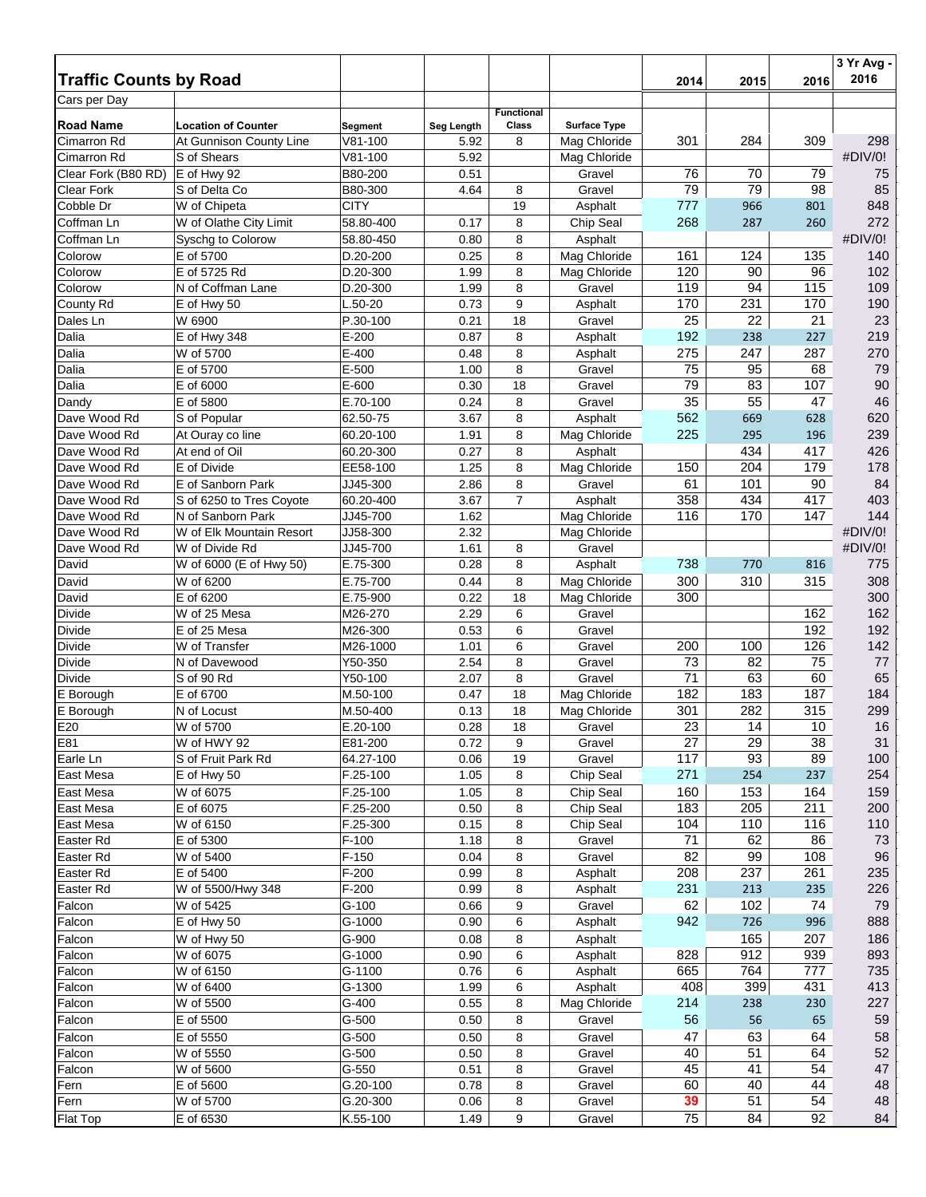## Traffic Counts by Road

Cars per Day

| Road Name | Location of Counter | Segment | Seg Length | Functional Class | Surface Type | 2014 | 2015 | 2016 | 3 Yr Avg - 2016 |
|---|---|---|---|---|---|---|---|---|---|
| Cimarron Rd | At Gunnison County Line | V81-100 | 5.92 | 8 | Mag Chloride | 301 | 284 | 309 | 298 |
| Cimarron Rd | S of Shears | V81-100 | 5.92 | | Mag Chloride | | | | #DIV/0! |
| Clear Fork (B80 RD) | E of Hwy 92 | B80-200 | 0.51 | | Gravel | 76 | 70 | 79 | 75 |
| Clear Fork | S of Delta Co | B80-300 | 4.64 | 8 | Gravel | 79 | 79 | 98 | 85 |
| Cobble Dr | W of Chipeta | CITY | | 19 | Asphalt | 777 | 966 | 801 | 848 |
| Coffman Ln | W of Olathe City Limit | 58.80-400 | 0.17 | 8 | Chip Seal | 268 | 287 | 260 | 272 |
| Coffman Ln | Syschg to Colorow | 58.80-450 | 0.80 | 8 | Asphalt | | | | #DIV/0! |
| Colorow | E of 5700 | D.20-200 | 0.25 | 8 | Mag Chloride | 161 | 124 | 135 | 140 |
| Colorow | E of 5725 Rd | D.20-300 | 1.99 | 8 | Mag Chloride | 120 | 90 | 96 | 102 |
| Colorow | N of Coffman Lane | D.20-300 | 1.99 | 8 | Gravel | 119 | 94 | 115 | 109 |
| County Rd | E of Hwy 50 | L.50-20 | 0.73 | 9 | Asphalt | 170 | 231 | 170 | 190 |
| Dales Ln | W 6900 | P.30-100 | 0.21 | 18 | Gravel | 25 | 22 | 21 | 23 |
| Dalia | E of Hwy 348 | E-200 | 0.87 | 8 | Asphalt | 192 | 238 | 227 | 219 |
| Dalia | W of 5700 | E-400 | 0.48 | 8 | Asphalt | 275 | 247 | 287 | 270 |
| Dalia | E of 5700 | E-500 | 1.00 | 8 | Gravel | 75 | 95 | 68 | 79 |
| Dalia | E of 6000 | E-600 | 0.30 | 18 | Gravel | 79 | 83 | 107 | 90 |
| Dandy | E of 5800 | E.70-100 | 0.24 | 8 | Gravel | 35 | 55 | 47 | 46 |
| Dave Wood Rd | S of Popular | 62.50-75 | 3.67 | 8 | Asphalt | 562 | 669 | 628 | 620 |
| Dave Wood Rd | At Ouray co line | 60.20-100 | 1.91 | 8 | Mag Chloride | 225 | 295 | 196 | 239 |
| Dave Wood Rd | At end of Oil | 60.20-300 | 0.27 | 8 | Asphalt | | 434 | 417 | 426 |
| Dave Wood Rd | E of Divide | EE58-100 | 1.25 | 8 | Mag Chloride | 150 | 204 | 179 | 178 |
| Dave Wood Rd | E of Sanborn Park | JJ45-300 | 2.86 | 8 | Gravel | 61 | 101 | 90 | 84 |
| Dave Wood Rd | S of 6250 to Tres Coyote | 60.20-400 | 3.67 | 7 | Asphalt | 358 | 434 | 417 | 403 |
| Dave Wood Rd | N of Sanborn Park | JJ45-700 | 1.62 | | Mag Chloride | 116 | 170 | 147 | 144 |
| Dave Wood Rd | W of Elk Mountain Resort | JJ58-300 | 2.32 | | Mag Chloride | | | | #DIV/0! |
| Dave Wood Rd | W of Divide Rd | JJ45-700 | 1.61 | 8 | Gravel | | | | #DIV/0! |
| David | W of 6000 (E of Hwy 50) | E.75-300 | 0.28 | 8 | Asphalt | 738 | 770 | 816 | 775 |
| David | W of 6200 | E.75-700 | 0.44 | 8 | Mag Chloride | 300 | 310 | 315 | 308 |
| David | E of 6200 | E.75-900 | 0.22 | 18 | Mag Chloride | 300 | | | 300 |
| Divide | W of 25 Mesa | M26-270 | 2.29 | 6 | Gravel | | | 162 | 162 |
| Divide | E of 25 Mesa | M26-300 | 0.53 | 6 | Gravel | | | 192 | 192 |
| Divide | W of Transfer | M26-1000 | 1.01 | 6 | Gravel | 200 | 100 | 126 | 142 |
| Divide | N of Davewood | Y50-350 | 2.54 | 8 | Gravel | 73 | 82 | 75 | 77 |
| Divide | S of 90 Rd | Y50-100 | 2.07 | 8 | Gravel | 71 | 63 | 60 | 65 |
| E Borough | E of 6700 | M.50-100 | 0.47 | 18 | Mag Chloride | 182 | 183 | 187 | 184 |
| E Borough | N of Locust | M.50-400 | 0.13 | 18 | Mag Chloride | 301 | 282 | 315 | 299 |
| E20 | W of 5700 | E.20-100 | 0.28 | 18 | Gravel | 23 | 14 | 10 | 16 |
| E81 | W of HWY 92 | E81-200 | 0.72 | 9 | Gravel | 27 | 29 | 38 | 31 |
| Earle Ln | S of Fruit Park Rd | 64.27-100 | 0.06 | 19 | Gravel | 117 | 93 | 89 | 100 |
| East Mesa | E of Hwy 50 | F.25-100 | 1.05 | 8 | Chip Seal | 271 | 254 | 237 | 254 |
| East Mesa | W of 6075 | F.25-100 | 1.05 | 8 | Chip Seal | 160 | 153 | 164 | 159 |
| East Mesa | E of 6075 | F.25-200 | 0.50 | 8 | Chip Seal | 183 | 205 | 211 | 200 |
| East Mesa | W of 6150 | F.25-300 | 0.15 | 8 | Chip Seal | 104 | 110 | 116 | 110 |
| Easter Rd | E of 5300 | F-100 | 1.18 | 8 | Gravel | 71 | 62 | 86 | 73 |
| Easter Rd | W of 5400 | F-150 | 0.04 | 8 | Gravel | 82 | 99 | 108 | 96 |
| Easter Rd | E of 5400 | F-200 | 0.99 | 8 | Asphalt | 208 | 237 | 261 | 235 |
| Easter Rd | W of 5500/Hwy 348 | F-200 | 0.99 | 8 | Asphalt | 231 | 213 | 235 | 226 |
| Falcon | W of 5425 | G-100 | 0.66 | 9 | Gravel | 62 | 102 | 74 | 79 |
| Falcon | E of Hwy 50 | G-1000 | 0.90 | 6 | Asphalt | 942 | 726 | 996 | 888 |
| Falcon | W of Hwy 50 | G-900 | 0.08 | 8 | Asphalt | | 165 | 207 | 186 |
| Falcon | W of 6075 | G-1000 | 0.90 | 6 | Asphalt | 828 | 912 | 939 | 893 |
| Falcon | W of 6150 | G-1100 | 0.76 | 6 | Asphalt | 665 | 764 | 777 | 735 |
| Falcon | W of 6400 | G-1300 | 1.99 | 6 | Asphalt | 408 | 399 | 431 | 413 |
| Falcon | W of 5500 | G-400 | 0.55 | 8 | Mag Chloride | 214 | 238 | 230 | 227 |
| Falcon | E of 5500 | G-500 | 0.50 | 8 | Gravel | 56 | 56 | 65 | 59 |
| Falcon | E of 5550 | G-500 | 0.50 | 8 | Gravel | 47 | 63 | 64 | 58 |
| Falcon | W of 5550 | G-500 | 0.50 | 8 | Gravel | 40 | 51 | 64 | 52 |
| Falcon | W of 5600 | G-550 | 0.51 | 8 | Gravel | 45 | 41 | 54 | 47 |
| Fern | E of 5600 | G.20-100 | 0.78 | 8 | Gravel | 60 | 40 | 44 | 48 |
| Fern | W of 5700 | G.20-300 | 0.06 | 8 | Gravel | 39 | 51 | 54 | 48 |
| Flat Top | E of 6530 | K.55-100 | 1.49 | 9 | Gravel | 75 | 84 | 92 | 84 |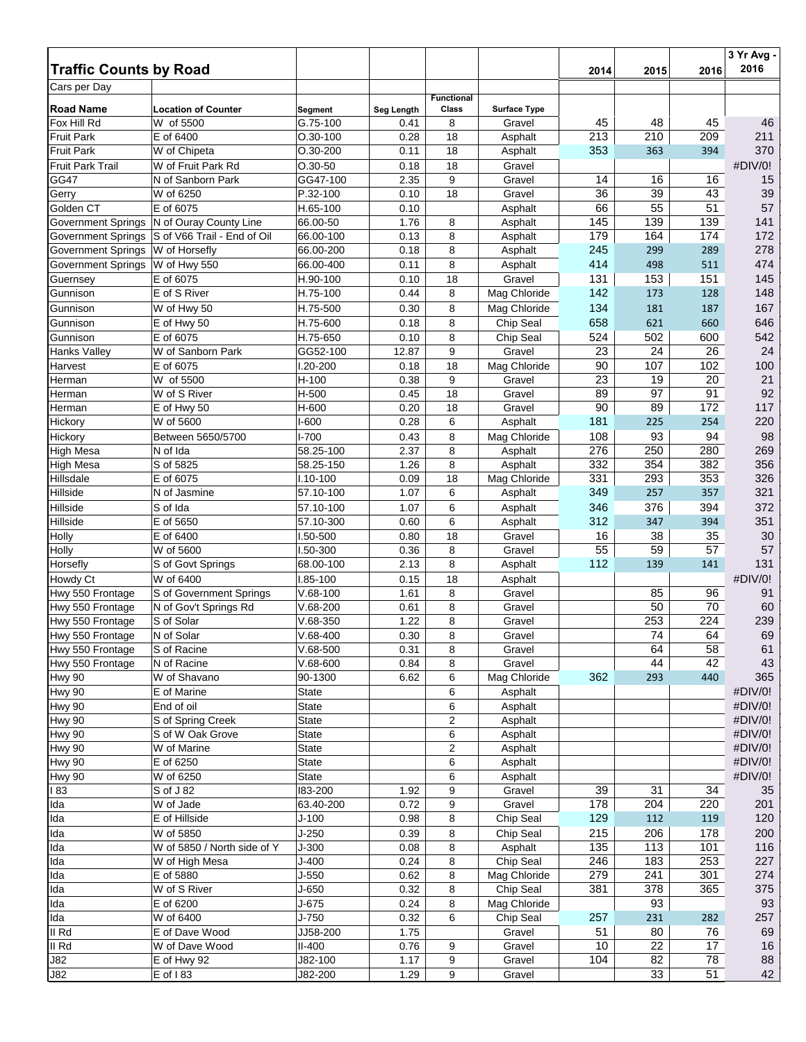# Traffic Counts by Road

Cars per Day

| Road Name | Location of Counter | Segment | Seg Length | Functional Class | Surface Type | 2014 | 2015 | 2016 | 3 Yr Avg - 2016 |
|---|---|---|---|---|---|---|---|---|---|
| Fox Hill Rd | W of 5500 | G.75-100 | 0.41 | 8 | Gravel | 45 | 48 | 45 | 46 |
| Fruit Park | E of 6400 | O.30-100 | 0.28 | 18 | Asphalt | 213 | 210 | 209 | 211 |
| Fruit Park | W of Chipeta | O.30-200 | 0.11 | 18 | Asphalt | 353 | 363 | 394 | 370 |
| Fruit Park Trail | W of Fruit Park Rd | O.30-50 | 0.18 | 18 | Gravel | | | | #DIV/0! |
| GG47 | N of Sanborn Park | GG47-100 | 2.35 | 9 | Gravel | 14 | 16 | 16 | 15 |
| Gerry | W of 6250 | P.32-100 | 0.10 | 18 | Gravel | 36 | 39 | 43 | 39 |
| Golden CT | E of 6075 | H.65-100 | 0.10 | | Asphalt | 66 | 55 | 51 | 57 |
| Government Springs | N of Ouray County Line | 66.00-50 | 1.76 | 8 | Asphalt | 145 | 139 | 139 | 141 |
| Government Springs | S of V66 Trail - End of Oil | 66.00-100 | 0.13 | 8 | Asphalt | 179 | 164 | 174 | 172 |
| Government Springs | W of Horsefly | 66.00-200 | 0.18 | 8 | Asphalt | 245 | 299 | 289 | 278 |
| Government Springs | W of Hwy 550 | 66.00-400 | 0.11 | 8 | Asphalt | 414 | 498 | 511 | 474 |
| Guernsey | E of 6075 | H.90-100 | 0.10 | 18 | Gravel | 131 | 153 | 151 | 145 |
| Gunnison | E of S River | H.75-100 | 0.44 | 8 | Mag Chloride | 142 | 173 | 128 | 148 |
| Gunnison | W of Hwy 50 | H.75-500 | 0.30 | 8 | Mag Chloride | 134 | 181 | 187 | 167 |
| Gunnison | E of Hwy 50 | H.75-600 | 0.18 | 8 | Chip Seal | 658 | 621 | 660 | 646 |
| Gunnison | E of 6075 | H.75-650 | 0.10 | 8 | Chip Seal | 524 | 502 | 600 | 542 |
| Hanks Valley | W of Sanborn Park | GG52-100 | 12.87 | 9 | Gravel | 23 | 24 | 26 | 24 |
| Harvest | E of 6075 | I.20-200 | 0.18 | 18 | Mag Chloride | 90 | 107 | 102 | 100 |
| Herman | W of 5500 | H-100 | 0.38 | 9 | Gravel | 23 | 19 | 20 | 21 |
| Herman | W of S River | H-500 | 0.45 | 18 | Gravel | 89 | 97 | 91 | 92 |
| Herman | E of Hwy 50 | H-600 | 0.20 | 18 | Gravel | 90 | 89 | 172 | 117 |
| Hickory | W of 5600 | I-600 | 0.28 | 6 | Asphalt | 181 | 225 | 254 | 220 |
| Hickory | Between 5650/5700 | I-700 | 0.43 | 8 | Mag Chloride | 108 | 93 | 94 | 98 |
| High Mesa | N of Ida | 58.25-100 | 2.37 | 8 | Asphalt | 276 | 250 | 280 | 269 |
| High Mesa | S of 5825 | 58.25-150 | 1.26 | 8 | Asphalt | 332 | 354 | 382 | 356 |
| Hillsdale | E of 6075 | I.10-100 | 0.09 | 18 | Mag Chloride | 331 | 293 | 353 | 326 |
| Hillside | N of Jasmine | 57.10-100 | 1.07 | 6 | Asphalt | 349 | 257 | 357 | 321 |
| Hillside | S of Ida | 57.10-100 | 1.07 | 6 | Asphalt | 346 | 376 | 394 | 372 |
| Hillside | E of 5650 | 57.10-300 | 0.60 | 6 | Asphalt | 312 | 347 | 394 | 351 |
| Holly | E of 6400 | I.50-500 | 0.80 | 18 | Gravel | 16 | 38 | 35 | 30 |
| Holly | W of 5600 | I.50-300 | 0.36 | 8 | Gravel | 55 | 59 | 57 | 57 |
| Horsefly | S of Govt Springs | 68.00-100 | 2.13 | 8 | Asphalt | 112 | 139 | 141 | 131 |
| Howdy Ct | W of 6400 | I.85-100 | 0.15 | 18 | Asphalt | | | | #DIV/0! |
| Hwy 550 Frontage | S of Government Springs | V.68-100 | 1.61 | 8 | Gravel | | 85 | 96 | 91 |
| Hwy 550 Frontage | N of Gov't Springs Rd | V.68-200 | 0.61 | 8 | Gravel | | 50 | 70 | 60 |
| Hwy 550 Frontage | S of Solar | V.68-350 | 1.22 | 8 | Gravel | | 253 | 224 | 239 |
| Hwy 550 Frontage | N of Solar | V.68-400 | 0.30 | 8 | Gravel | | 74 | 64 | 69 |
| Hwy 550 Frontage | S of Racine | V.68-500 | 0.31 | 8 | Gravel | | 64 | 58 | 61 |
| Hwy 550 Frontage | N of Racine | V.68-600 | 0.84 | 8 | Gravel | | 44 | 42 | 43 |
| Hwy 90 | W of Shavano | 90-1300 | 6.62 | 6 | Mag Chloride | 362 | 293 | 440 | 365 |
| Hwy 90 | E of Marine | State | | 6 | Asphalt | | | | #DIV/0! |
| Hwy 90 | End of oil | State | | 6 | Asphalt | | | | #DIV/0! |
| Hwy 90 | S of Spring Creek | State | | 2 | Asphalt | | | | #DIV/0! |
| Hwy 90 | S of W Oak Grove | State | | 6 | Asphalt | | | | #DIV/0! |
| Hwy 90 | W of Marine | State | | 2 | Asphalt | | | | #DIV/0! |
| Hwy 90 | E of 6250 | State | | 6 | Asphalt | | | | #DIV/0! |
| Hwy 90 | W of 6250 | State | | 6 | Asphalt | | | | #DIV/0! |
| I 83 | S of J 82 | I83-200 | 1.92 | 9 | Gravel | 39 | 31 | 34 | 35 |
| Ida | W of Jade | 63.40-200 | 0.72 | 9 | Gravel | 178 | 204 | 220 | 201 |
| Ida | E of Hillside | J-100 | 0.98 | 8 | Chip Seal | 129 | 112 | 119 | 120 |
| Ida | W of 5850 | J-250 | 0.39 | 8 | Chip Seal | 215 | 206 | 178 | 200 |
| Ida | W of 5850 / North side of Y | J-300 | 0.08 | 8 | Asphalt | 135 | 113 | 101 | 116 |
| Ida | W of High Mesa | J-400 | 0.24 | 8 | Chip Seal | 246 | 183 | 253 | 227 |
| Ida | E of 5880 | J-550 | 0.62 | 8 | Mag Chloride | 279 | 241 | 301 | 274 |
| Ida | W of S River | J-650 | 0.32 | 8 | Chip Seal | 381 | 378 | 365 | 375 |
| Ida | E of 6200 | J-675 | 0.24 | 8 | Mag Chloride | | 93 | | 93 |
| Ida | W of 6400 | J-750 | 0.32 | 6 | Chip Seal | 257 | 231 | 282 | 257 |
| II Rd | E of Dave Wood | JJ58-200 | 1.75 | | Gravel | 51 | 80 | 76 | 69 |
| II Rd | W of Dave Wood | II-400 | 0.76 | 9 | Gravel | 10 | 22 | 17 | 16 |
| J82 | E of Hwy 92 | J82-100 | 1.17 | 9 | Gravel | 104 | 82 | 78 | 88 |
| J82 | E of I 83 | J82-200 | 1.29 | 9 | Gravel | | 33 | 51 | 42 |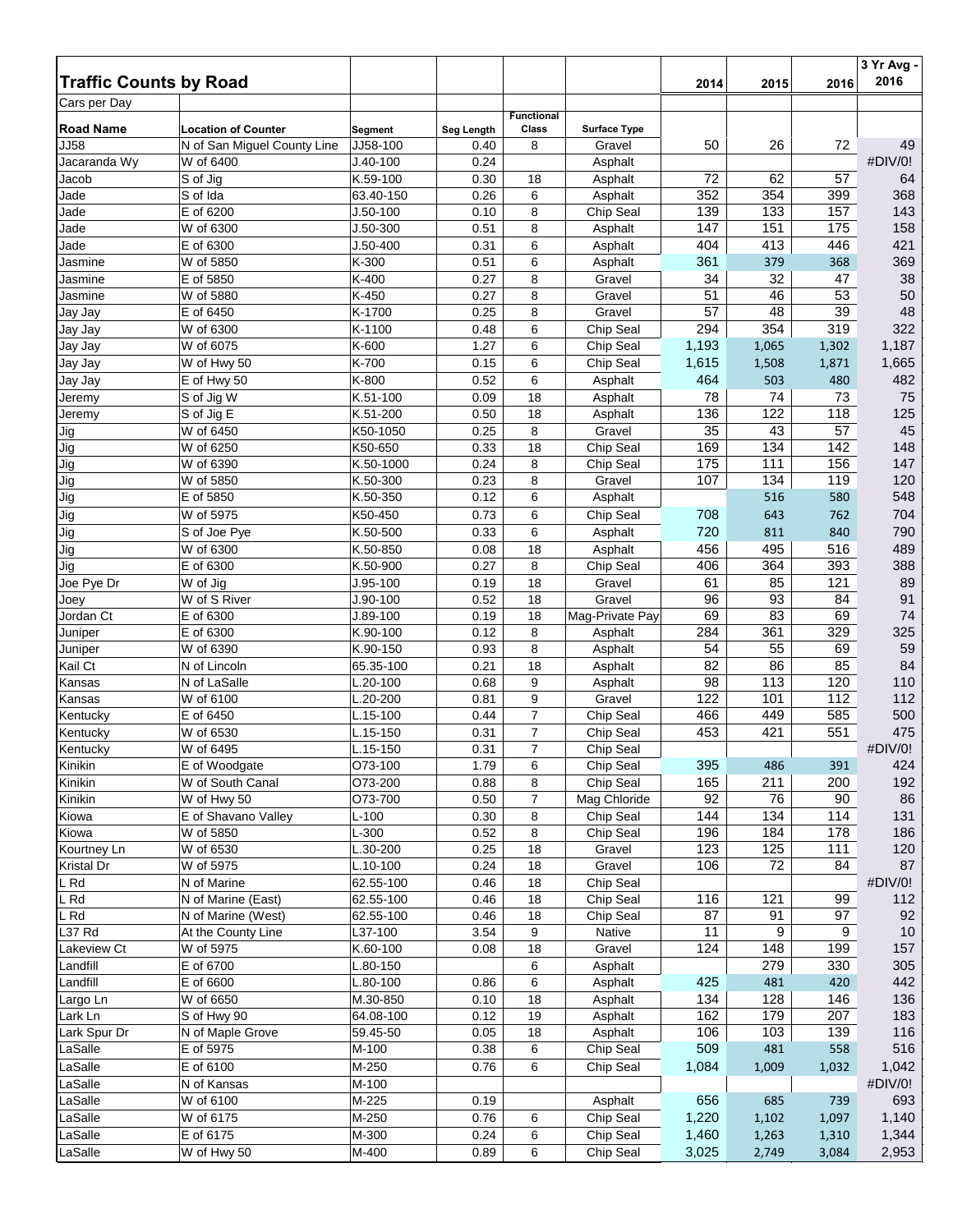| Traffic Counts by Road | | | | | | 2014 | 2015 | 2016 | 3 Yr Avg - 2016 |
|---|---|---|---|---|---|---|---|---|---|
| Cars per Day | | | | | | | | | |
| Road Name | Location of Counter | Segment | Seg Length | Functional Class | Surface Type | | | | |
| JJ58 | N of San Miguel County Line | JJ58-100 | 0.40 | 8 | Gravel | 50 | 26 | 72 | 49 |
| Jacaranda Wy | W of 6400 | J.40-100 | 0.24 | | Asphalt | | | | #DIV/0! |
| Jacob | S of Jig | K.59-100 | 0.30 | 18 | Asphalt | 72 | 62 | 57 | 64 |
| Jade | S of Ida | 63.40-150 | 0.26 | 6 | Asphalt | 352 | 354 | 399 | 368 |
| Jade | E of 6200 | J.50-100 | 0.10 | 8 | Chip Seal | 139 | 133 | 157 | 143 |
| Jade | W of 6300 | J.50-300 | 0.51 | 8 | Asphalt | 147 | 151 | 175 | 158 |
| Jade | E of 6300 | J.50-400 | 0.31 | 6 | Asphalt | 404 | 413 | 446 | 421 |
| Jasmine | W of 5850 | K-300 | 0.51 | 6 | Asphalt | 361 | 379 | 368 | 369 |
| Jasmine | E of 5850 | K-400 | 0.27 | 8 | Gravel | 34 | 32 | 47 | 38 |
| Jasmine | W of 5880 | K-450 | 0.27 | 8 | Gravel | 51 | 46 | 53 | 50 |
| Jay Jay | E of 6450 | K-1700 | 0.25 | 8 | Gravel | 57 | 48 | 39 | 48 |
| Jay Jay | W of 6300 | K-1100 | 0.48 | 6 | Chip Seal | 294 | 354 | 319 | 322 |
| Jay Jay | W of 6075 | K-600 | 1.27 | 6 | Chip Seal | 1,193 | 1,065 | 1,302 | 1,187 |
| Jay Jay | W of Hwy 50 | K-700 | 0.15 | 6 | Chip Seal | 1,615 | 1,508 | 1,871 | 1,665 |
| Jay Jay | E of Hwy 50 | K-800 | 0.52 | 6 | Asphalt | 464 | 503 | 480 | 482 |
| Jeremy | S of Jig W | K.51-100 | 0.09 | 18 | Asphalt | 78 | 74 | 73 | 75 |
| Jeremy | S of Jig E | K.51-200 | 0.50 | 18 | Asphalt | 136 | 122 | 118 | 125 |
| Jig | W of 6450 | K50-1050 | 0.25 | 8 | Gravel | 35 | 43 | 57 | 45 |
| Jig | W of 6250 | K50-650 | 0.33 | 18 | Chip Seal | 169 | 134 | 142 | 148 |
| Jig | W of 6390 | K.50-1000 | 0.24 | 8 | Chip Seal | 175 | 111 | 156 | 147 |
| Jig | W of 5850 | K.50-300 | 0.23 | 8 | Gravel | 107 | 134 | 119 | 120 |
| Jig | E of 5850 | K.50-350 | 0.12 | 6 | Asphalt | | 516 | 580 | 548 |
| Jig | W of 5975 | K50-450 | 0.73 | 6 | Chip Seal | 708 | 643 | 762 | 704 |
| Jig | S of Joe Pye | K.50-500 | 0.33 | 6 | Asphalt | 720 | 811 | 840 | 790 |
| Jig | W of 6300 | K.50-850 | 0.08 | 18 | Asphalt | 456 | 495 | 516 | 489 |
| Jig | E of 6300 | K.50-900 | 0.27 | 8 | Chip Seal | 406 | 364 | 393 | 388 |
| Joe Pye Dr | W of Jig | J.95-100 | 0.19 | 18 | Gravel | 61 | 85 | 121 | 89 |
| Joey | W of S River | J.90-100 | 0.52 | 18 | Gravel | 96 | 93 | 84 | 91 |
| Jordan Ct | E of 6300 | J.89-100 | 0.19 | 18 | Mag-Private Pay | 69 | 83 | 69 | 74 |
| Juniper | E of 6300 | K.90-100 | 0.12 | 8 | Asphalt | 284 | 361 | 329 | 325 |
| Juniper | W of 6390 | K.90-150 | 0.93 | 8 | Asphalt | 54 | 55 | 69 | 59 |
| Kail Ct | N of Lincoln | 65.35-100 | 0.21 | 18 | Asphalt | 82 | 86 | 85 | 84 |
| Kansas | N of LaSalle | L.20-100 | 0.68 | 9 | Asphalt | 98 | 113 | 120 | 110 |
| Kansas | W of 6100 | L.20-200 | 0.81 | 9 | Gravel | 122 | 101 | 112 | 112 |
| Kentucky | E of 6450 | L.15-100 | 0.44 | 7 | Chip Seal | 466 | 449 | 585 | 500 |
| Kentucky | W of 6530 | L.15-150 | 0.31 | 7 | Chip Seal | 453 | 421 | 551 | 475 |
| Kentucky | W of 6495 | L.15-150 | 0.31 | 7 | Chip Seal | | | | #DIV/0! |
| Kinikin | E of Woodgate | O73-100 | 1.79 | 6 | Chip Seal | 395 | 486 | 391 | 424 |
| Kinikin | W of South Canal | O73-200 | 0.88 | 8 | Chip Seal | 165 | 211 | 200 | 192 |
| Kinikin | W of Hwy 50 | O73-700 | 0.50 | 7 | Mag Chloride | 92 | 76 | 90 | 86 |
| Kiowa | E of Shavano Valley | L-100 | 0.30 | 8 | Chip Seal | 144 | 134 | 114 | 131 |
| Kiowa | W of 5850 | L-300 | 0.52 | 8 | Chip Seal | 196 | 184 | 178 | 186 |
| Kourtney Ln | W of 6530 | L.30-200 | 0.25 | 18 | Gravel | 123 | 125 | 111 | 120 |
| Kristal Dr | W of 5975 | L.10-100 | 0.24 | 18 | Gravel | 106 | 72 | 84 | 87 |
| L Rd | N of Marine | 62.55-100 | 0.46 | 18 | Chip Seal | | | | #DIV/0! |
| L Rd | N of Marine (East) | 62.55-100 | 0.46 | 18 | Chip Seal | 116 | 121 | 99 | 112 |
| L Rd | N of Marine (West) | 62.55-100 | 0.46 | 18 | Chip Seal | 87 | 91 | 97 | 92 |
| L37 Rd | At the County Line | L37-100 | 3.54 | 9 | Native | 11 | 9 | 9 | 10 |
| Lakeview Ct | W of 5975 | K.60-100 | 0.08 | 18 | Gravel | 124 | 148 | 199 | 157 |
| Landfill | E of 6700 | L.80-150 | | 6 | Asphalt | | 279 | 330 | 305 |
| Landfill | E of 6600 | L.80-100 | 0.86 | 6 | Asphalt | 425 | 481 | 420 | 442 |
| Largo Ln | W of 6650 | M.30-850 | 0.10 | 18 | Asphalt | 134 | 128 | 146 | 136 |
| Lark Ln | S of Hwy 90 | 64.08-100 | 0.12 | 19 | Asphalt | 162 | 179 | 207 | 183 |
| Lark Spur Dr | N of Maple Grove | 59.45-50 | 0.05 | 18 | Asphalt | 106 | 103 | 139 | 116 |
| LaSalle | E of 5975 | M-100 | 0.38 | 6 | Chip Seal | 509 | 481 | 558 | 516 |
| LaSalle | E of 6100 | M-250 | 0.76 | 6 | Chip Seal | 1,084 | 1,009 | 1,032 | 1,042 |
| LaSalle | N of Kansas | M-100 | | | | | | | #DIV/0! |
| LaSalle | W of 6100 | M-225 | 0.19 | | Asphalt | 656 | 685 | 739 | 693 |
| LaSalle | W of 6175 | M-250 | 0.76 | 6 | Chip Seal | 1,220 | 1,102 | 1,097 | 1,140 |
| LaSalle | E of 6175 | M-300 | 0.24 | 6 | Chip Seal | 1,460 | 1,263 | 1,310 | 1,344 |
| LaSalle | W of Hwy 50 | M-400 | 0.89 | 6 | Chip Seal | 3,025 | 2,749 | 3,084 | 2,953 |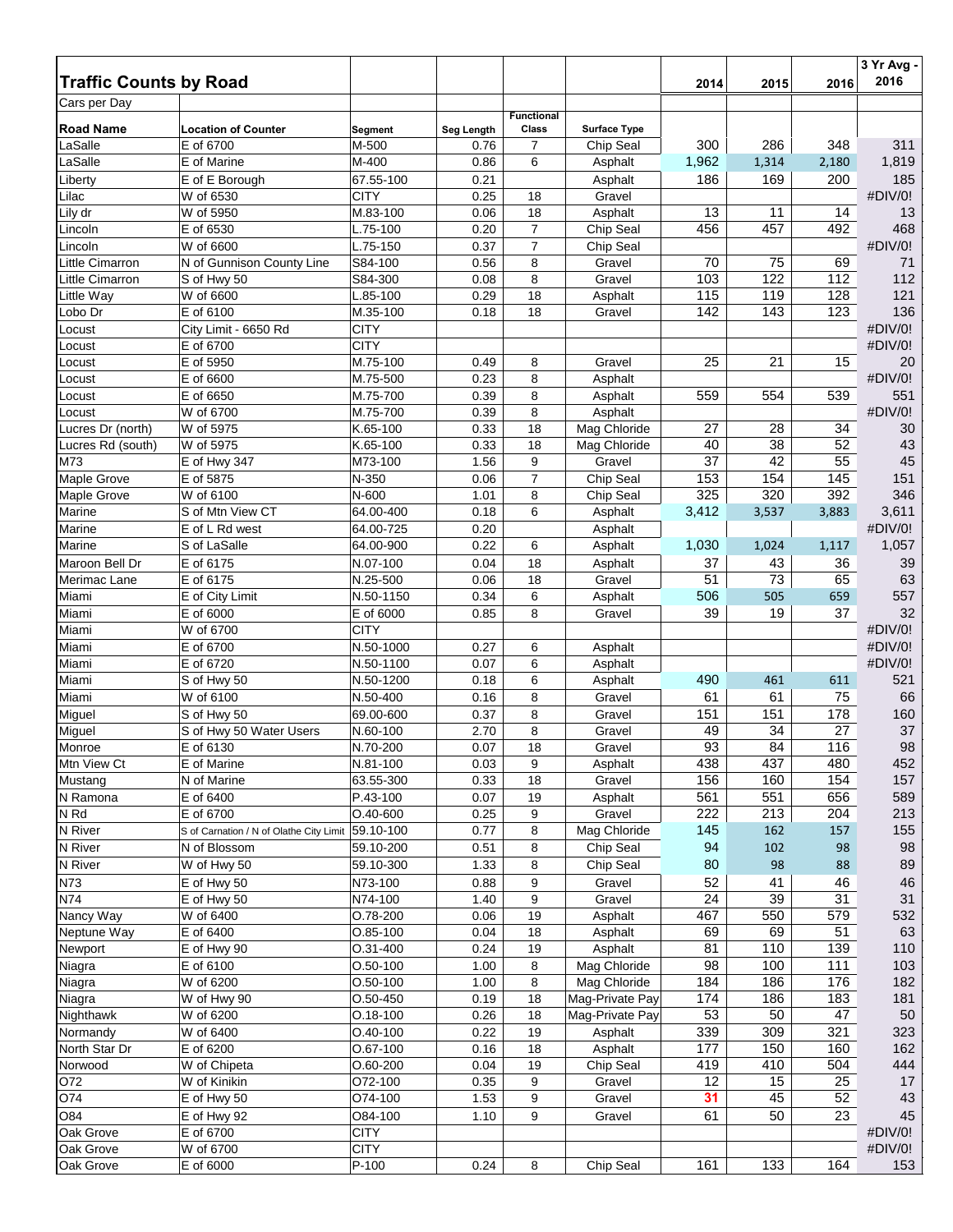## Traffic Counts by Road

Cars per Day

| Road Name | Location of Counter | Segment | Seg Length | Functional Class | Surface Type | 2014 | 2015 | 2016 | 3 Yr Avg - 2016 |
|---|---|---|---|---|---|---|---|---|---|
| LaSalle | E of 6700 | M-500 | 0.76 | 7 | Chip Seal | 300 | 286 | 348 | 311 |
| LaSalle | E of Marine | M-400 | 0.86 | 6 | Asphalt | 1,962 | 1,314 | 2,180 | 1,819 |
| Liberty | E of E Borough | 67.55-100 | 0.21 | | Asphalt | 186 | 169 | 200 | 185 |
| Lilac | W of 6530 | CITY | 0.25 | 18 | Gravel | | | | #DIV/0! |
| Lily dr | W of 5950 | M.83-100 | 0.06 | 18 | Asphalt | 13 | 11 | 14 | 13 |
| Lincoln | E of 6530 | L.75-100 | 0.20 | 7 | Chip Seal | 456 | 457 | 492 | 468 |
| Lincoln | W of 6600 | L.75-150 | 0.37 | 7 | Chip Seal | | | | #DIV/0! |
| Little Cimarron | N of Gunnison County Line | S84-100 | 0.56 | 8 | Gravel | 70 | 75 | 69 | 71 |
| Little Cimarron | S of Hwy 50 | S84-300 | 0.08 | 8 | Gravel | 103 | 122 | 112 | 112 |
| Little Way | W of 6600 | L.85-100 | 0.29 | 18 | Asphalt | 115 | 119 | 128 | 121 |
| Lobo Dr | E of 6100 | M.35-100 | 0.18 | 18 | Gravel | 142 | 143 | 123 | 136 |
| Locust | City Limit - 6650 Rd | CITY | | | | | | | #DIV/0! |
| Locust | E of 6700 | CITY | | | | | | | #DIV/0! |
| Locust | E of 5950 | M.75-100 | 0.49 | 8 | Gravel | 25 | 21 | 15 | 20 |
| Locust | E of 6600 | M.75-500 | 0.23 | 8 | Asphalt | | | | #DIV/0! |
| Locust | E of 6650 | M.75-700 | 0.39 | 8 | Asphalt | 559 | 554 | 539 | 551 |
| Locust | W of 6700 | M.75-700 | 0.39 | 8 | Asphalt | | | | #DIV/0! |
| Lucres Dr (north) | W of 5975 | K.65-100 | 0.33 | 18 | Mag Chloride | 27 | 28 | 34 | 30 |
| Lucres Rd (south) | W of 5975 | K.65-100 | 0.33 | 18 | Mag Chloride | 40 | 38 | 52 | 43 |
| M73 | E of Hwy 347 | M73-100 | 1.56 | 9 | Gravel | 37 | 42 | 55 | 45 |
| Maple Grove | E of 5875 | N-350 | 0.06 | 7 | Chip Seal | 153 | 154 | 145 | 151 |
| Maple Grove | W of 6100 | N-600 | 1.01 | 8 | Chip Seal | 325 | 320 | 392 | 346 |
| Marine | S of Mtn View CT | 64.00-400 | 0.18 | 6 | Asphalt | 3,412 | 3,537 | 3,883 | 3,611 |
| Marine | E of L Rd west | 64.00-725 | 0.20 | | Asphalt | | | | #DIV/0! |
| Marine | S of LaSalle | 64.00-900 | 0.22 | 6 | Asphalt | 1,030 | 1,024 | 1,117 | 1,057 |
| Maroon Bell Dr | E of 6175 | N.07-100 | 0.04 | 18 | Asphalt | 37 | 43 | 36 | 39 |
| Merimac Lane | E of 6175 | N.25-500 | 0.06 | 18 | Gravel | 51 | 73 | 65 | 63 |
| Miami | E of City Limit | N.50-1150 | 0.34 | 6 | Asphalt | 506 | 505 | 659 | 557 |
| Miami | E of 6000 | E of 6000 | 0.85 | 8 | Gravel | 39 | 19 | 37 | 32 |
| Miami | W of 6700 | CITY | | | | | | | #DIV/0! |
| Miami | E of 6700 | N.50-1000 | 0.27 | 6 | Asphalt | | | | #DIV/0! |
| Miami | E of 6720 | N.50-1100 | 0.07 | 6 | Asphalt | | | | #DIV/0! |
| Miami | S of Hwy 50 | N.50-1200 | 0.18 | 6 | Asphalt | 490 | 461 | 611 | 521 |
| Miami | W of 6100 | N.50-400 | 0.16 | 8 | Gravel | 61 | 61 | 75 | 66 |
| Miguel | S of Hwy 50 | 69.00-600 | 0.37 | 8 | Gravel | 151 | 151 | 178 | 160 |
| Miguel | S of Hwy 50 Water Users | N.60-100 | 2.70 | 8 | Gravel | 49 | 34 | 27 | 37 |
| Monroe | E of 6130 | N.70-200 | 0.07 | 18 | Gravel | 93 | 84 | 116 | 98 |
| Mtn View Ct | E of Marine | N.81-100 | 0.03 | 9 | Asphalt | 438 | 437 | 480 | 452 |
| Mustang | N of Marine | 63.55-300 | 0.33 | 18 | Gravel | 156 | 160 | 154 | 157 |
| N Ramona | E of 6400 | P.43-100 | 0.07 | 19 | Asphalt | 561 | 551 | 656 | 589 |
| N Rd | E of 6700 | O.40-600 | 0.25 | 9 | Gravel | 222 | 213 | 204 | 213 |
| N River | S of Carnation / N of Olathe City Limit | 59.10-100 | 0.77 | 8 | Mag Chloride | 145 | 162 | 157 | 155 |
| N River | N of Blossom | 59.10-200 | 0.51 | 8 | Chip Seal | 94 | 102 | 98 | 98 |
| N River | W of Hwy 50 | 59.10-300 | 1.33 | 8 | Chip Seal | 80 | 98 | 88 | 89 |
| N73 | E of Hwy 50 | N73-100 | 0.88 | 9 | Gravel | 52 | 41 | 46 | 46 |
| N74 | E of Hwy 50 | N74-100 | 1.40 | 9 | Gravel | 24 | 39 | 31 | 31 |
| Nancy Way | W of 6400 | O.78-200 | 0.06 | 19 | Asphalt | 467 | 550 | 579 | 532 |
| Neptune Way | E of 6400 | O.85-100 | 0.04 | 18 | Asphalt | 69 | 69 | 51 | 63 |
| Newport | E of Hwy 90 | O.31-400 | 0.24 | 19 | Asphalt | 81 | 110 | 139 | 110 |
| Niagra | E of 6100 | O.50-100 | 1.00 | 8 | Mag Chloride | 98 | 100 | 111 | 103 |
| Niagra | W of 6200 | O.50-100 | 1.00 | 8 | Mag Chloride | 184 | 186 | 176 | 182 |
| Niagra | W of Hwy 90 | O.50-450 | 0.19 | 18 | Mag-Private Pay | 174 | 186 | 183 | 181 |
| Nighthawk | W of 6200 | O.18-100 | 0.26 | 18 | Mag-Private Pay | 53 | 50 | 47 | 50 |
| Normandy | W of 6400 | O.40-100 | 0.22 | 19 | Asphalt | 339 | 309 | 321 | 323 |
| North Star Dr | E of 6200 | O.67-100 | 0.16 | 18 | Asphalt | 177 | 150 | 160 | 162 |
| Norwood | W of Chipeta | O.60-200 | 0.04 | 19 | Chip Seal | 419 | 410 | 504 | 444 |
| O72 | W of Kinikin | O72-100 | 0.35 | 9 | Gravel | 12 | 15 | 25 | 17 |
| O74 | E of Hwy 50 | O74-100 | 1.53 | 9 | Gravel | 31 | 45 | 52 | 43 |
| O84 | E of Hwy 92 | O84-100 | 1.10 | 9 | Gravel | 61 | 50 | 23 | 45 |
| Oak Grove | E of 6700 | CITY | | | | | | | #DIV/0! |
| Oak Grove | W of 6700 | CITY | | | | | | | #DIV/0! |
| Oak Grove | E of 6000 | P-100 | 0.24 | 8 | Chip Seal | 161 | 133 | 164 | 153 |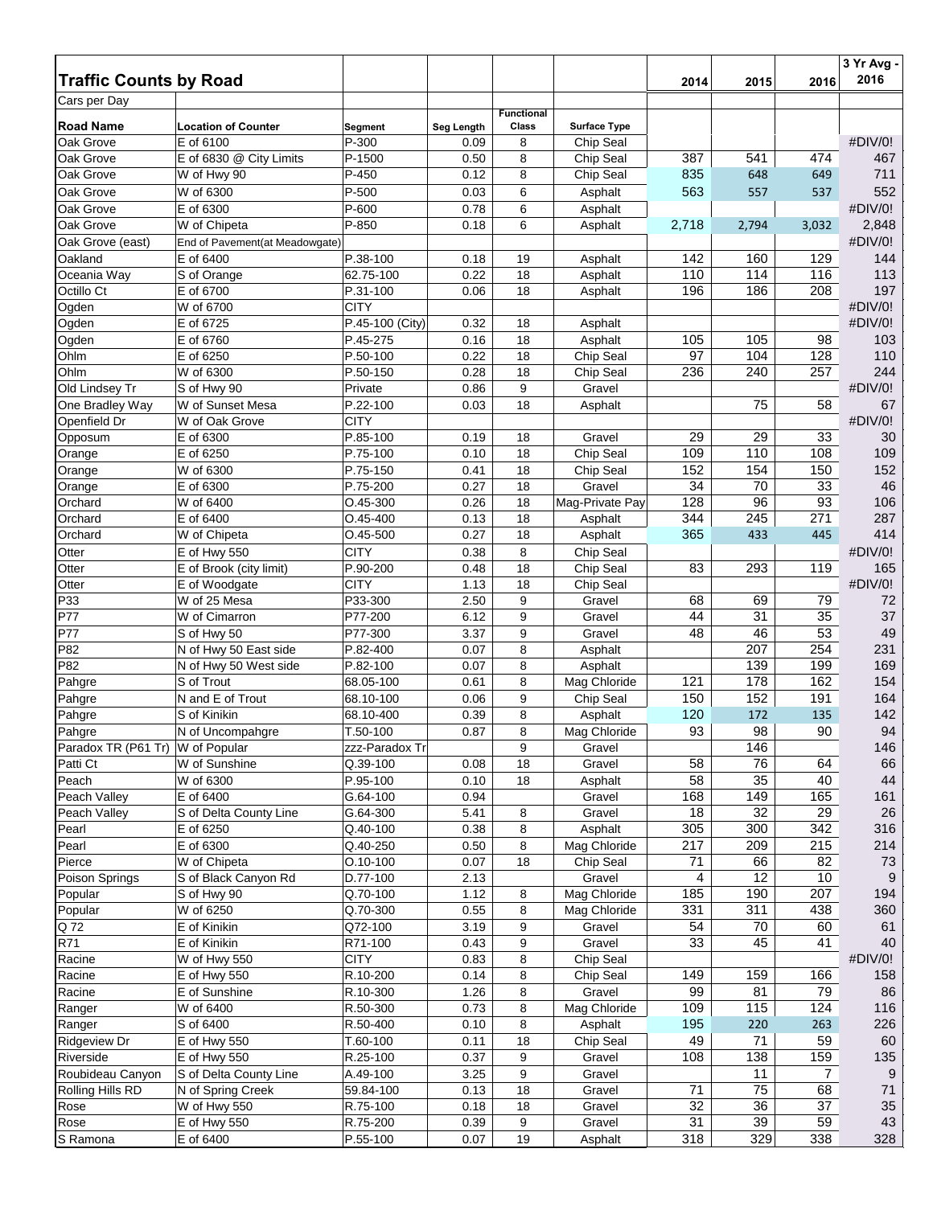## Traffic Counts by Road

Cars per Day

| Road Name | Location of Counter | Segment | Seg Length | Functional Class | Surface Type | 2014 | 2015 | 2016 | 3 Yr Avg - 2016 |
|---|---|---|---|---|---|---|---|---|---|
| Oak Grove | E of 6100 | P-300 | 0.09 | 8 | Chip Seal | | | | #DIV/0! |
| Oak Grove | E of 6830 @ City Limits | P-1500 | 0.50 | 8 | Chip Seal | 387 | 541 | 474 | 467 |
| Oak Grove | W of Hwy 90 | P-450 | 0.12 | 8 | Chip Seal | 835 | 648 | 649 | 711 |
| Oak Grove | W of 6300 | P-500 | 0.03 | 6 | Asphalt | 563 | 557 | 537 | 552 |
| Oak Grove | E of 6300 | P-600 | 0.78 | 6 | Asphalt | | | | #DIV/0! |
| Oak Grove | W of Chipeta | P-850 | 0.18 | 6 | Asphalt | 2,718 | 2,794 | 3,032 | 2,848 |
| Oak Grove (east) | End of Pavement(at Meadowgate) | | | | | | | | #DIV/0! |
| Oakland | E of 6400 | P.38-100 | 0.18 | 19 | Asphalt | 142 | 160 | 129 | 144 |
| Oceania Way | S of Orange | 62.75-100 | 0.22 | 18 | Asphalt | 110 | 114 | 116 | 113 |
| Octillo Ct | E of 6700 | P.31-100 | 0.06 | 18 | Asphalt | 196 | 186 | 208 | 197 |
| Ogden | W of 6700 | CITY | | | | | | | #DIV/0! |
| Ogden | E of 6725 | P.45-100 (City) | 0.32 | 18 | Asphalt | | | | #DIV/0! |
| Ogden | E of 6760 | P.45-275 | 0.16 | 18 | Asphalt | 105 | 105 | 98 | 103 |
| Ohlm | E of 6250 | P.50-100 | 0.22 | 18 | Chip Seal | 97 | 104 | 128 | 110 |
| Ohlm | W of 6300 | P.50-150 | 0.28 | 18 | Chip Seal | 236 | 240 | 257 | 244 |
| Old Lindsey Tr | S of Hwy 90 | Private | 0.86 | 9 | Gravel | | | | #DIV/0! |
| One Bradley Way | W of Sunset Mesa | P.22-100 | 0.03 | 18 | Asphalt | | 75 | 58 | 67 |
| Openfield Dr | W of Oak Grove | CITY | | | | | | | #DIV/0! |
| Opposum | E of 6300 | P.85-100 | 0.19 | 18 | Gravel | 29 | 29 | 33 | 30 |
| Orange | E of 6250 | P.75-100 | 0.10 | 18 | Chip Seal | 109 | 110 | 108 | 109 |
| Orange | W of 6300 | P.75-150 | 0.41 | 18 | Chip Seal | 152 | 154 | 150 | 152 |
| Orange | E of 6300 | P.75-200 | 0.27 | 18 | Gravel | 34 | 70 | 33 | 46 |
| Orchard | W of 6400 | O.45-300 | 0.26 | 18 | Mag-Private Pay | 128 | 96 | 93 | 106 |
| Orchard | E of 6400 | O.45-400 | 0.13 | 18 | Asphalt | 344 | 245 | 271 | 287 |
| Orchard | W of Chipeta | O.45-500 | 0.27 | 18 | Asphalt | 365 | 433 | 445 | 414 |
| Otter | E of Hwy 550 | CITY | 0.38 | 8 | Chip Seal | | | | #DIV/0! |
| Otter | E of Brook (city limit) | P.90-200 | 0.48 | 18 | Chip Seal | 83 | 293 | 119 | 165 |
| Otter | E of Woodgate | CITY | 1.13 | 18 | Chip Seal | | | | #DIV/0! |
| P33 | W of 25 Mesa | P33-300 | 2.50 | 9 | Gravel | 68 | 69 | 79 | 72 |
| P77 | W of Cimarron | P77-200 | 6.12 | 9 | Gravel | 44 | 31 | 35 | 37 |
| P77 | S of Hwy 50 | P77-300 | 3.37 | 9 | Gravel | 48 | 46 | 53 | 49 |
| P82 | N of Hwy 50 East side | P.82-400 | 0.07 | 8 | Asphalt | | 207 | 254 | 231 |
| P82 | N of Hwy 50 West side | P.82-100 | 0.07 | 8 | Asphalt | | 139 | 199 | 169 |
| Pahgre | S of Trout | 68.05-100 | 0.61 | 8 | Mag Chloride | 121 | 178 | 162 | 154 |
| Pahgre | N and E of Trout | 68.10-100 | 0.06 | 9 | Chip Seal | 150 | 152 | 191 | 164 |
| Pahgre | S of Kinikin | 68.10-400 | 0.39 | 8 | Asphalt | 120 | 172 | 135 | 142 |
| Pahgre | N of Uncompahgre | T.50-100 | 0.87 | 8 | Mag Chloride | 93 | 98 | 90 | 94 |
| Paradox TR (P61 Tr) | W of Popular | zzz-Paradox Tr | | 9 | Gravel | | 146 | | 146 |
| Patti Ct | W of Sunshine | Q.39-100 | 0.08 | 18 | Gravel | 58 | 76 | 64 | 66 |
| Peach | W of 6300 | P.95-100 | 0.10 | 18 | Asphalt | 58 | 35 | 40 | 44 |
| Peach Valley | E of 6400 | G.64-100 | 0.94 | | Gravel | 168 | 149 | 165 | 161 |
| Peach Valley | S of Delta County Line | G.64-300 | 5.41 | 8 | Gravel | 18 | 32 | 29 | 26 |
| Pearl | E of 6250 | Q.40-100 | 0.38 | 8 | Asphalt | 305 | 300 | 342 | 316 |
| Pearl | E of 6300 | Q.40-250 | 0.50 | 8 | Mag Chloride | 217 | 209 | 215 | 214 |
| Pierce | W of Chipeta | O.10-100 | 0.07 | 18 | Chip Seal | 71 | 66 | 82 | 73 |
| Poison Springs | S of Black Canyon Rd | D.77-100 | 2.13 | | Gravel | 4 | 12 | 10 | 9 |
| Popular | S of Hwy 90 | Q.70-100 | 1.12 | 8 | Mag Chloride | 185 | 190 | 207 | 194 |
| Popular | W of 6250 | Q.70-300 | 0.55 | 8 | Mag Chloride | 331 | 311 | 438 | 360 |
| Q 72 | E of Kinikin | Q72-100 | 3.19 | 9 | Gravel | 54 | 70 | 60 | 61 |
| R71 | E of Kinikin | R71-100 | 0.43 | 9 | Gravel | 33 | 45 | 41 | 40 |
| Racine | W of Hwy 550 | CITY | 0.83 | 8 | Chip Seal | | | | #DIV/0! |
| Racine | E of Hwy 550 | R.10-200 | 0.14 | 8 | Chip Seal | 149 | 159 | 166 | 158 |
| Racine | E of Sunshine | R.10-300 | 1.26 | 8 | Gravel | 99 | 81 | 79 | 86 |
| Ranger | W of 6400 | R.50-300 | 0.73 | 8 | Mag Chloride | 109 | 115 | 124 | 116 |
| Ranger | S of 6400 | R.50-400 | 0.10 | 8 | Asphalt | 195 | 220 | 263 | 226 |
| Ridgeview Dr | E of Hwy 550 | T.60-100 | 0.11 | 18 | Chip Seal | 49 | 71 | 59 | 60 |
| Riverside | E of Hwy 550 | R.25-100 | 0.37 | 9 | Gravel | 108 | 138 | 159 | 135 |
| Roubideau Canyon | S of Delta County Line | A.49-100 | 3.25 | 9 | Gravel | | 11 | 7 | 9 |
| Rolling Hills RD | N of Spring Creek | 59.84-100 | 0.13 | 18 | Gravel | 71 | 75 | 68 | 71 |
| Rose | W of Hwy 550 | R.75-100 | 0.18 | 18 | Gravel | 32 | 36 | 37 | 35 |
| Rose | E of Hwy 550 | R.75-200 | 0.39 | 9 | Gravel | 31 | 39 | 59 | 43 |
| S Ramona | E of 6400 | P.55-100 | 0.07 | 19 | Asphalt | 318 | 329 | 338 | 328 |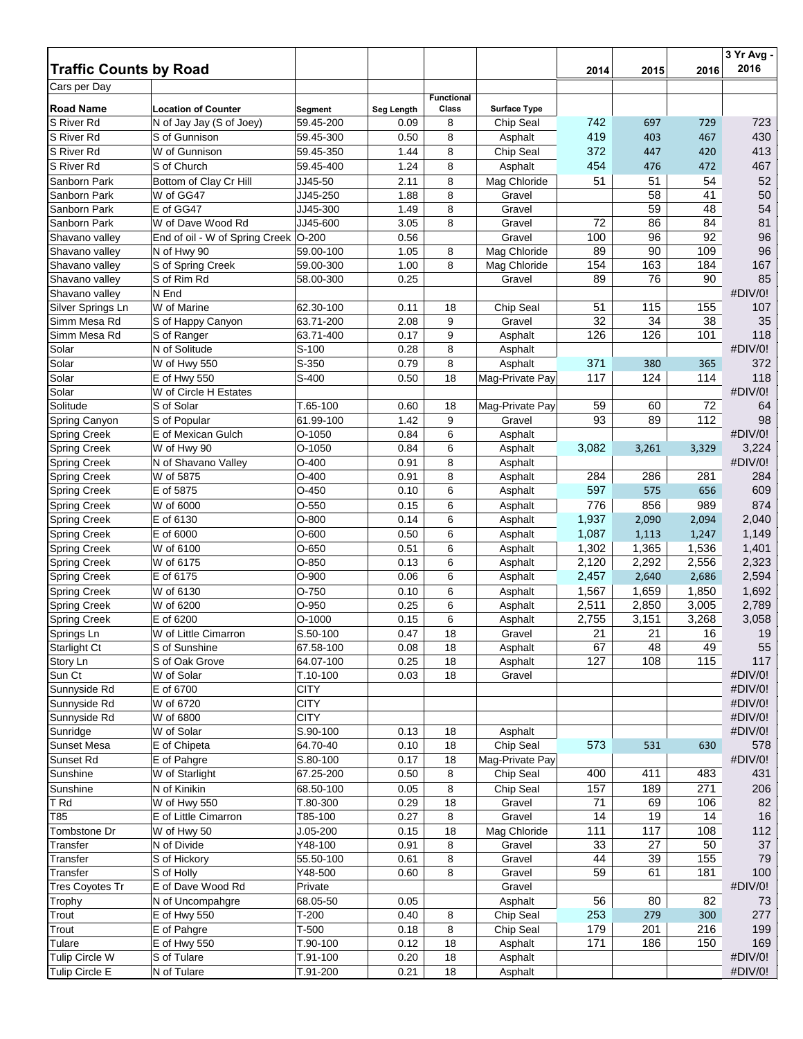## Traffic Counts by Road

Cars per Day

| Road Name | Location of Counter | Segment | Seg Length | Functional Class | Surface Type | 2014 | 2015 | 2016 | 3 Yr Avg - 2016 |
|---|---|---|---|---|---|---|---|---|---|
| S River Rd | N of Jay Jay (S of Joey) | 59.45-200 | 0.09 | 8 | Chip Seal | 742 | 697 | 729 | 723 |
| S River Rd | S of Gunnison | 59.45-300 | 0.50 | 8 | Asphalt | 419 | 403 | 467 | 430 |
| S River Rd | W of Gunnison | 59.45-350 | 1.44 | 8 | Chip Seal | 372 | 447 | 420 | 413 |
| S River Rd | S of Church | 59.45-400 | 1.24 | 8 | Asphalt | 454 | 476 | 472 | 467 |
| Sanborn Park | Bottom of Clay Cr Hill | JJ45-50 | 2.11 | 8 | Mag Chloride | 51 | 51 | 54 | 52 |
| Sanborn Park | W of GG47 | JJ45-250 | 1.88 | 8 | Gravel | | 58 | 41 | 50 |
| Sanborn Park | E of GG47 | JJ45-300 | 1.49 | 8 | Gravel | | 59 | 48 | 54 |
| Sanborn Park | W of Dave Wood Rd | JJ45-600 | 3.05 | 8 | Gravel | 72 | 86 | 84 | 81 |
| Shavano valley | End of oil - W of Spring Creek | O-200 | 0.56 | | Gravel | 100 | 96 | 92 | 96 |
| Shavano valley | N of Hwy 90 | 59.00-100 | 1.05 | 8 | Mag Chloride | 89 | 90 | 109 | 96 |
| Shavano valley | S of Spring Creek | 59.00-300 | 1.00 | 8 | Mag Chloride | 154 | 163 | 184 | 167 |
| Shavano valley | S of Rim Rd | 58.00-300 | 0.25 | | Gravel | 89 | 76 | 90 | 85 |
| Shavano valley | N End | | | | | | | | #DIV/0! |
| Silver Springs Ln | W of Marine | 62.30-100 | 0.11 | 18 | Chip Seal | 51 | 115 | 155 | 107 |
| Simm Mesa Rd | S of Happy Canyon | 63.71-200 | 2.08 | 9 | Gravel | 32 | 34 | 38 | 35 |
| Simm Mesa Rd | S of Ranger | 63.71-400 | 0.17 | 9 | Asphalt | 126 | 126 | 101 | 118 |
| Solar | N of Solitude | S-100 | 0.28 | 8 | Asphalt | | | | #DIV/0! |
| Solar | W of Hwy 550 | S-350 | 0.79 | 8 | Asphalt | 371 | 380 | 365 | 372 |
| Solar | E of Hwy 550 | S-400 | 0.50 | 18 | Mag-Private Pay | 117 | 124 | 114 | 118 |
| Solar | W of Circle H Estates | | | | | | | | #DIV/0! |
| Solitude | S of Solar | T.65-100 | 0.60 | 18 | Mag-Private Pay | 59 | 60 | 72 | 64 |
| Spring Canyon | S of Popular | 61.99-100 | 1.42 | 9 | Gravel | 93 | 89 | 112 | 98 |
| Spring Creek | E of Mexican Gulch | O-1050 | 0.84 | 6 | Asphalt | | | | #DIV/0! |
| Spring Creek | W of Hwy 90 | O-1050 | 0.84 | 6 | Asphalt | 3,082 | 3,261 | 3,329 | 3,224 |
| Spring Creek | N of Shavano Valley | O-400 | 0.91 | 8 | Asphalt | | | | #DIV/0! |
| Spring Creek | W of 5875 | O-400 | 0.91 | 8 | Asphalt | 284 | 286 | 281 | 284 |
| Spring Creek | E of 5875 | O-450 | 0.10 | 6 | Asphalt | 597 | 575 | 656 | 609 |
| Spring Creek | W of 6000 | O-550 | 0.15 | 6 | Asphalt | 776 | 856 | 989 | 874 |
| Spring Creek | E of 6130 | O-800 | 0.14 | 6 | Asphalt | 1,937 | 2,090 | 2,094 | 2,040 |
| Spring Creek | E of 6000 | O-600 | 0.50 | 6 | Asphalt | 1,087 | 1,113 | 1,247 | 1,149 |
| Spring Creek | W of 6100 | O-650 | 0.51 | 6 | Asphalt | 1,302 | 1,365 | 1,536 | 1,401 |
| Spring Creek | W of 6175 | O-850 | 0.13 | 6 | Asphalt | 2,120 | 2,292 | 2,556 | 2,323 |
| Spring Creek | E of 6175 | O-900 | 0.06 | 6 | Asphalt | 2,457 | 2,640 | 2,686 | 2,594 |
| Spring Creek | W of 6130 | O-750 | 0.10 | 6 | Asphalt | 1,567 | 1,659 | 1,850 | 1,692 |
| Spring Creek | W of 6200 | O-950 | 0.25 | 6 | Asphalt | 2,511 | 2,850 | 3,005 | 2,789 |
| Spring Creek | E of 6200 | O-1000 | 0.15 | 6 | Asphalt | 2,755 | 3,151 | 3,268 | 3,058 |
| Springs Ln | W of Little Cimarron | S.50-100 | 0.47 | 18 | Gravel | 21 | 21 | 16 | 19 |
| Starlight Ct | S of Sunshine | 67.58-100 | 0.08 | 18 | Asphalt | 67 | 48 | 49 | 55 |
| Story Ln | S of Oak Grove | 64.07-100 | 0.25 | 18 | Asphalt | 127 | 108 | 115 | 117 |
| Sun Ct | W of Solar | T.10-100 | 0.03 | 18 | Gravel | | | | #DIV/0! |
| Sunnyside Rd | E of 6700 | CITY | | | | | | | #DIV/0! |
| Sunnyside Rd | W of 6720 | CITY | | | | | | | #DIV/0! |
| Sunnyside Rd | W of 6800 | CITY | | | | | | | #DIV/0! |
| Sunridge | W of Solar | S.90-100 | 0.13 | 18 | Asphalt | | | | #DIV/0! |
| Sunset Mesa | E of Chipeta | 64.70-40 | 0.10 | 18 | Chip Seal | 573 | 531 | 630 | 578 |
| Sunset Rd | E of Pahgre | S.80-100 | 0.17 | 18 | Mag-Private Pay | | | | #DIV/0! |
| Sunshine | W of Starlight | 67.25-200 | 0.50 | 8 | Chip Seal | 400 | 411 | 483 | 431 |
| Sunshine | N of Kinikin | 68.50-100 | 0.05 | 8 | Chip Seal | 157 | 189 | 271 | 206 |
| T Rd | W of Hwy 550 | T.80-300 | 0.29 | 18 | Gravel | 71 | 69 | 106 | 82 |
| T85 | E of Little Cimarron | T85-100 | 0.27 | 8 | Gravel | 14 | 19 | 14 | 16 |
| Tombstone Dr | W of Hwy 50 | J.05-200 | 0.15 | 18 | Mag Chloride | 111 | 117 | 108 | 112 |
| Transfer | N of Divide | Y48-100 | 0.91 | 8 | Gravel | 33 | 27 | 50 | 37 |
| Transfer | S of Hickory | 55.50-100 | 0.61 | 8 | Gravel | 44 | 39 | 155 | 79 |
| Transfer | S of Holly | Y48-500 | 0.60 | 8 | Gravel | 59 | 61 | 181 | 100 |
| Tres Coyotes Tr | E of Dave Wood Rd | Private | | | Gravel | | | | #DIV/0! |
| Trophy | N of Uncompahgre | 68.05-50 | 0.05 | | Asphalt | 56 | 80 | 82 | 73 |
| Trout | E of Hwy 550 | T-200 | 0.40 | 8 | Chip Seal | 253 | 279 | 300 | 277 |
| Trout | E of Pahgre | T-500 | 0.18 | 8 | Chip Seal | 179 | 201 | 216 | 199 |
| Tulare | E of Hwy 550 | T.90-100 | 0.12 | 18 | Asphalt | 171 | 186 | 150 | 169 |
| Tulip Circle W | S of Tulare | T.91-100 | 0.20 | 18 | Asphalt | | | | #DIV/0! |
| Tulip Circle E | N of Tulare | T.91-200 | 0.21 | 18 | Asphalt | | | | #DIV/0! |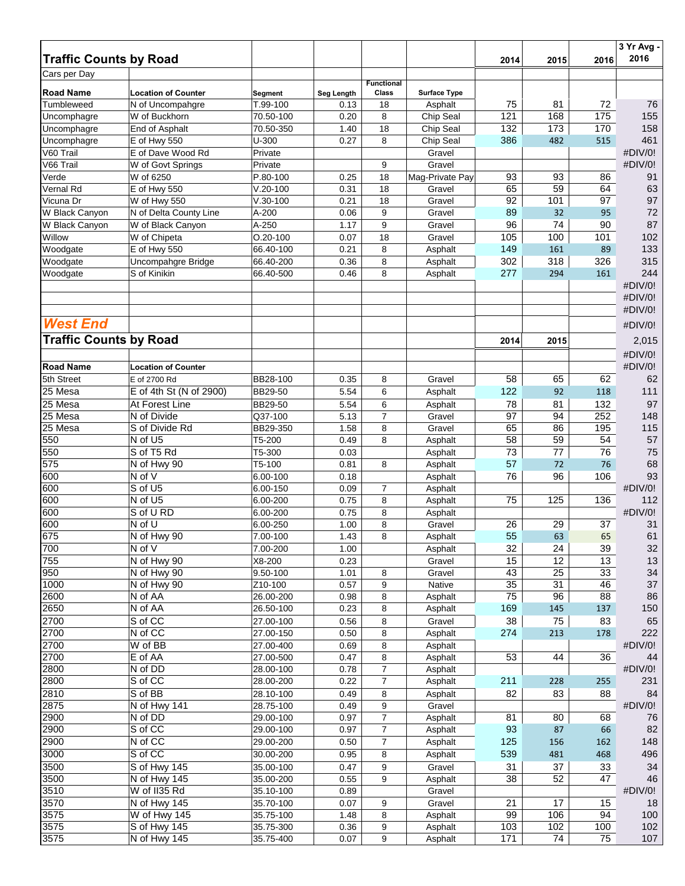| Traffic Counts by Road | | | | | | 2014 | 2015 | 2016 | 3 Yr Avg - 2016 |
|---|---|---|---|---|---|---|---|---|---|
| Cars per Day | | | | | | | | | |
| **Road Name** | **Location of Counter** | **Segment** | **Seg Length** | **Functional Class** | **Surface Type** | | | | |
| Tumbleweed | N of Uncompahgre | T.99-100 | 0.13 | 18 | Asphalt | 75 | 81 | 72 | 76 |
| Uncomphagre | W of Buckhorn | 70.50-100 | 0.20 | 8 | Chip Seal | 121 | 168 | 175 | 155 |
| Uncomphagre | End of Asphalt | 70.50-350 | 1.40 | 18 | Chip Seal | 132 | 173 | 170 | 158 |
| Uncomphagre | E of Hwy 550 | U-300 | 0.27 | 8 | Chip Seal | 386 | 482 | 515 | 461 |
| V60 Trail | E of Dave Wood Rd | Private | | | Gravel | | | | #DIV/0! |
| V66 Trail | W of Govt Springs | Private | | 9 | Gravel | | | | #DIV/0! |
| Verde | W of 6250 | P.80-100 | 0.25 | 18 | Mag-Private Pay | 93 | 93 | 86 | 91 |
| Vernal Rd | E of Hwy 550 | V.20-100 | 0.31 | 18 | Gravel | 65 | 59 | 64 | 63 |
| Vicuna Dr | W of Hwy 550 | V.30-100 | 0.21 | 18 | Gravel | 92 | 101 | 97 | 97 |
| W Black Canyon | N of Delta County Line | A-200 | 0.06 | 9 | Gravel | 89 | 32 | 95 | 72 |
| W Black Canyon | W of Black Canyon | A-250 | 1.17 | 9 | Gravel | 96 | 74 | 90 | 87 |
| Willow | W of Chipeta | O.20-100 | 0.07 | 18 | Gravel | 105 | 100 | 101 | 102 |
| Woodgate | E of Hwy 550 | 66.40-100 | 0.21 | 8 | Asphalt | 149 | 161 | 89 | 133 |
| Woodgate | Uncompahgre Bridge | 66.40-200 | 0.36 | 8 | Asphalt | 302 | 318 | 326 | 315 |
| Woodgate | S of Kinikin | 66.40-500 | 0.46 | 8 | Asphalt | 277 | 294 | 161 | 244 |
| | | | | | | | | | #DIV/0! |
| | | | | | | | | | #DIV/0! |
| | | | | | | | | | #DIV/0! |
| ***West End*** | | | | | | | | | #DIV/0! |
| **Traffic Counts by Road** | | | | | | 2014 | 2015 | | 2,015 |
| | | | | | | | | | #DIV/0! |
| **Road Name** | **Location of Counter** | | | | | | | | #DIV/0! |
| 5th Street | E of 2700 Rd | BB28-100 | 0.35 | 8 | Gravel | 58 | 65 | 62 | 62 |
| 25 Mesa | E of 4th St (N of 2900) | BB29-50 | 5.54 | 6 | Asphalt | 122 | 92 | 118 | 111 |
| 25 Mesa | At Forest Line | BB29-50 | 5.54 | 6 | Asphalt | 78 | 81 | 132 | 97 |
| 25 Mesa | N of Divide | Q37-100 | 5.13 | 7 | Gravel | 97 | 94 | 252 | 148 |
| 25 Mesa | S of Divide Rd | BB29-350 | 1.58 | 8 | Gravel | 65 | 86 | 195 | 115 |
| 550 | N of U5 | T5-200 | 0.49 | 8 | Asphalt | 58 | 59 | 54 | 57 |
| 550 | S of T5 Rd | T5-300 | 0.03 | | Asphalt | 73 | 77 | 76 | 75 |
| 575 | N of Hwy 90 | T5-100 | 0.81 | 8 | Asphalt | 57 | 72 | 76 | 68 |
| 600 | N of V | 6.00-100 | 0.18 | | Asphalt | 76 | 96 | 106 | 93 |
| 600 | S of U5 | 6.00-150 | 0.09 | 7 | Asphalt | | | | #DIV/0! |
| 600 | N of U5 | 6.00-200 | 0.75 | 8 | Asphalt | 75 | 125 | 136 | 112 |
| 600 | S of U RD | 6.00-200 | 0.75 | 8 | Asphalt | | | | #DIV/0! |
| 600 | N of U | 6.00-250 | 1.00 | 8 | Gravel | 26 | 29 | 37 | 31 |
| 675 | N of Hwy 90 | 7.00-100 | 1.43 | 8 | Asphalt | 55 | 63 | 65 | 61 |
| 700 | N of V | 7.00-200 | 1.00 | | Asphalt | 32 | 24 | 39 | 32 |
| 755 | N of Hwy 90 | X8-200 | 0.23 | | Gravel | 15 | 12 | 13 | 13 |
| 950 | N of Hwy 90 | 9.50-100 | 1.01 | 8 | Gravel | 43 | 25 | 33 | 34 |
| 1000 | N of Hwy 90 | Z10-100 | 0.57 | 9 | Native | 35 | 31 | 46 | 37 |
| 2600 | N of AA | 26.00-200 | 0.98 | 8 | Asphalt | 75 | 96 | 88 | 86 |
| 2650 | N of AA | 26.50-100 | 0.23 | 8 | Asphalt | 169 | 145 | 137 | 150 |
| 2700 | S of CC | 27.00-100 | 0.56 | 8 | Gravel | 38 | 75 | 83 | 65 |
| 2700 | N of CC | 27.00-150 | 0.50 | 8 | Asphalt | 274 | 213 | 178 | 222 |
| 2700 | W of BB | 27.00-400 | 0.69 | 8 | Asphalt | | | | #DIV/0! |
| 2700 | E of AA | 27.00-500 | 0.47 | 8 | Asphalt | 53 | 44 | 36 | 44 |
| 2800 | N of DD | 28.00-100 | 0.78 | 7 | Asphalt | | | | #DIV/0! |
| 2800 | S of CC | 28.00-200 | 0.22 | 7 | Asphalt | 211 | 228 | 255 | 231 |
| 2810 | S of BB | 28.10-100 | 0.49 | 8 | Asphalt | 82 | 83 | 88 | 84 |
| 2875 | N of Hwy 141 | 28.75-100 | 0.49 | 9 | Gravel | | | | #DIV/0! |
| 2900 | N of DD | 29.00-100 | 0.97 | 7 | Asphalt | 81 | 80 | 68 | 76 |
| 2900 | S of CC | 29.00-100 | 0.97 | 7 | Asphalt | 93 | 87 | 66 | 82 |
| 2900 | N of CC | 29.00-200 | 0.50 | 7 | Asphalt | 125 | 156 | 162 | 148 |
| 3000 | S of CC | 30.00-200 | 0.95 | 8 | Asphalt | 539 | 481 | 468 | 496 |
| 3500 | S of Hwy 145 | 35.00-100 | 0.47 | 9 | Gravel | 31 | 37 | 33 | 34 |
| 3500 | N of Hwy 145 | 35.00-200 | 0.55 | 9 | Asphalt | 38 | 52 | 47 | 46 |
| 3510 | W of II35 Rd | 35.10-100 | 0.89 | | Gravel | | | | #DIV/0! |
| 3570 | N of Hwy 145 | 35.70-100 | 0.07 | 9 | Gravel | 21 | 17 | 15 | 18 |
| 3575 | W of Hwy 145 | 35.75-100 | 1.48 | 8 | Asphalt | 99 | 106 | 94 | 100 |
| 3575 | S of Hwy 145 | 35.75-300 | 0.36 | 9 | Asphalt | 103 | 102 | 100 | 102 |
| 3575 | N of Hwy 145 | 35.75-400 | 0.07 | 9 | Asphalt | 171 | 74 | 75 | 107 |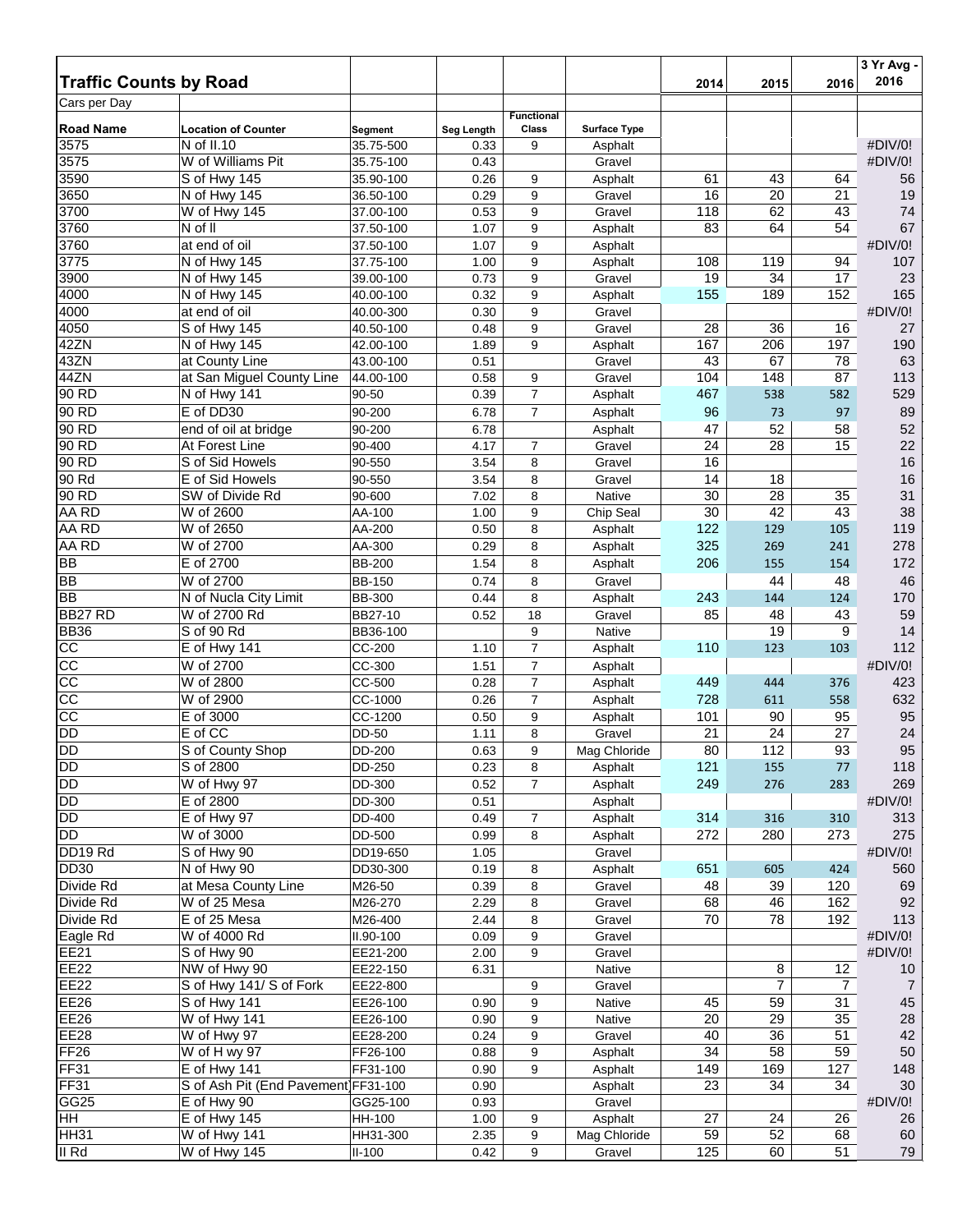## Traffic Counts by Road

Cars per Day

| Road Name | Location of Counter | Segment | Seg Length | Functional Class | Surface Type | 2014 | 2015 | 2016 | 3 Yr Avg - 2016 |
|---|---|---|---|---|---|---|---|---|---|
| 3575 | N of II.10 | 35.75-500 | 0.33 | 9 | Asphalt | | | | #DIV/0! |
| 3575 | W of Williams Pit | 35.75-100 | 0.43 | | Gravel | | | | #DIV/0! |
| 3590 | S of Hwy 145 | 35.90-100 | 0.26 | 9 | Asphalt | 61 | 43 | 64 | 56 |
| 3650 | N of Hwy 145 | 36.50-100 | 0.29 | 9 | Gravel | 16 | 20 | 21 | 19 |
| 3700 | W of Hwy 145 | 37.00-100 | 0.53 | 9 | Gravel | 118 | 62 | 43 | 74 |
| 3760 | N of II | 37.50-100 | 1.07 | 9 | Asphalt | 83 | 64 | 54 | 67 |
| 3760 | at end of oil | 37.50-100 | 1.07 | 9 | Asphalt | | | | #DIV/0! |
| 3775 | N of Hwy 145 | 37.75-100 | 1.00 | 9 | Asphalt | 108 | 119 | 94 | 107 |
| 3900 | N of Hwy 145 | 39.00-100 | 0.73 | 9 | Gravel | 19 | 34 | 17 | 23 |
| 4000 | N of Hwy 145 | 40.00-100 | 0.32 | 9 | Asphalt | 155 | 189 | 152 | 165 |
| 4000 | at end of oil | 40.00-300 | 0.30 | 9 | Gravel | | | | #DIV/0! |
| 4050 | S of Hwy 145 | 40.50-100 | 0.48 | 9 | Gravel | 28 | 36 | 16 | 27 |
| 42ZN | N of Hwy 145 | 42.00-100 | 1.89 | 9 | Asphalt | 167 | 206 | 197 | 190 |
| 43ZN | at County Line | 43.00-100 | 0.51 | | Gravel | 43 | 67 | 78 | 63 |
| 44ZN | at San Miguel County Line | 44.00-100 | 0.58 | 9 | Gravel | 104 | 148 | 87 | 113 |
| 90 RD | N of Hwy 141 | 90-50 | 0.39 | 7 | Asphalt | 467 | 538 | 582 | 529 |
| 90 RD | E of DD30 | 90-200 | 6.78 | 7 | Asphalt | 96 | 73 | 97 | 89 |
| 90 RD | end of oil at bridge | 90-200 | 6.78 | | Asphalt | 47 | 52 | 58 | 52 |
| 90 RD | At Forest Line | 90-400 | 4.17 | 7 | Gravel | 24 | 28 | 15 | 22 |
| 90 RD | S of Sid Howels | 90-550 | 3.54 | 8 | Gravel | 16 | | | 16 |
| 90 Rd | E of Sid Howels | 90-550 | 3.54 | 8 | Gravel | 14 | 18 | | 16 |
| 90 RD | SW of Divide Rd | 90-600 | 7.02 | 8 | Native | 30 | 28 | 35 | 31 |
| AA RD | W of 2600 | AA-100 | 1.00 | 9 | Chip Seal | 30 | 42 | 43 | 38 |
| AA RD | W of 2650 | AA-200 | 0.50 | 8 | Asphalt | 122 | 129 | 105 | 119 |
| AA RD | W of 2700 | AA-300 | 0.29 | 8 | Asphalt | 325 | 269 | 241 | 278 |
| BB | E of 2700 | BB-200 | 1.54 | 8 | Asphalt | 206 | 155 | 154 | 172 |
| BB | W of 2700 | BB-150 | 0.74 | 8 | Gravel | | 44 | 48 | 46 |
| BB | N of Nucla City Limit | BB-300 | 0.44 | 8 | Asphalt | 243 | 144 | 124 | 170 |
| BB27 RD | W of 2700 Rd | BB27-10 | 0.52 | 18 | Gravel | 85 | 48 | 43 | 59 |
| BB36 | S of 90 Rd | BB36-100 | | 9 | Native | | 19 | 9 | 14 |
| CC | E of Hwy 141 | CC-200 | 1.10 | 7 | Asphalt | 110 | 123 | 103 | 112 |
| CC | W of 2700 | CC-300 | 1.51 | 7 | Asphalt | | | | #DIV/0! |
| CC | W of 2800 | CC-500 | 0.28 | 7 | Asphalt | 449 | 444 | 376 | 423 |
| CC | W of 2900 | CC-1000 | 0.26 | 7 | Asphalt | 728 | 611 | 558 | 632 |
| CC | E of 3000 | CC-1200 | 0.50 | 9 | Asphalt | 101 | 90 | 95 | 95 |
| DD | E of CC | DD-50 | 1.11 | 8 | Gravel | 21 | 24 | 27 | 24 |
| DD | S of County Shop | DD-200 | 0.63 | 9 | Mag Chloride | 80 | 112 | 93 | 95 |
| DD | S of 2800 | DD-250 | 0.23 | 8 | Asphalt | 121 | 155 | 77 | 118 |
| DD | W of Hwy 97 | DD-300 | 0.52 | 7 | Asphalt | 249 | 276 | 283 | 269 |
| DD | E of 2800 | DD-300 | 0.51 | | Asphalt | | | | #DIV/0! |
| DD | E of Hwy 97 | DD-400 | 0.49 | 7 | Asphalt | 314 | 316 | 310 | 313 |
| DD | W of 3000 | DD-500 | 0.99 | 8 | Asphalt | 272 | 280 | 273 | 275 |
| DD19 Rd | S of Hwy 90 | DD19-650 | 1.05 | | Gravel | | | | #DIV/0! |
| DD30 | N of Hwy 90 | DD30-300 | 0.19 | 8 | Asphalt | 651 | 605 | 424 | 560 |
| Divide Rd | at Mesa County Line | M26-50 | 0.39 | 8 | Gravel | 48 | 39 | 120 | 69 |
| Divide Rd | W of 25 Mesa | M26-270 | 2.29 | 8 | Gravel | 68 | 46 | 162 | 92 |
| Divide Rd | E of 25 Mesa | M26-400 | 2.44 | 8 | Gravel | 70 | 78 | 192 | 113 |
| Eagle Rd | W of 4000 Rd | II.90-100 | 0.09 | 9 | Gravel | | | | #DIV/0! |
| EE21 | S of Hwy 90 | EE21-200 | 2.00 | 9 | Gravel | | | | #DIV/0! |
| EE22 | NW of Hwy 90 | EE22-150 | 6.31 | | Native | | 8 | 12 | 10 |
| EE22 | S of Hwy 141/ S of Fork | EE22-800 | | 9 | Gravel | | 7 | 7 | 7 |
| EE26 | S of Hwy 141 | EE26-100 | 0.90 | 9 | Native | 45 | 59 | 31 | 45 |
| EE26 | W of Hwy 141 | EE26-100 | 0.90 | 9 | Native | 20 | 29 | 35 | 28 |
| EE28 | W of Hwy 97 | EE28-200 | 0.24 | 9 | Gravel | 40 | 36 | 51 | 42 |
| FF26 | W of H wy 97 | FF26-100 | 0.88 | 9 | Asphalt | 34 | 58 | 59 | 50 |
| FF31 | E of Hwy 141 | FF31-100 | 0.90 | 9 | Asphalt | 149 | 169 | 127 | 148 |
| FF31 | S of Ash Pit (End Pavement) | FF31-100 | 0.90 | | Asphalt | 23 | 34 | 34 | 30 |
| GG25 | E of Hwy 90 | GG25-100 | 0.93 | | Gravel | | | | #DIV/0! |
| HH | E of Hwy 145 | HH-100 | 1.00 | 9 | Asphalt | 27 | 24 | 26 | 26 |
| HH31 | W of Hwy 141 | HH31-300 | 2.35 | 9 | Mag Chloride | 59 | 52 | 68 | 60 |
| II Rd | W of Hwy 145 | II-100 | 0.42 | 9 | Gravel | 125 | 60 | 51 | 79 |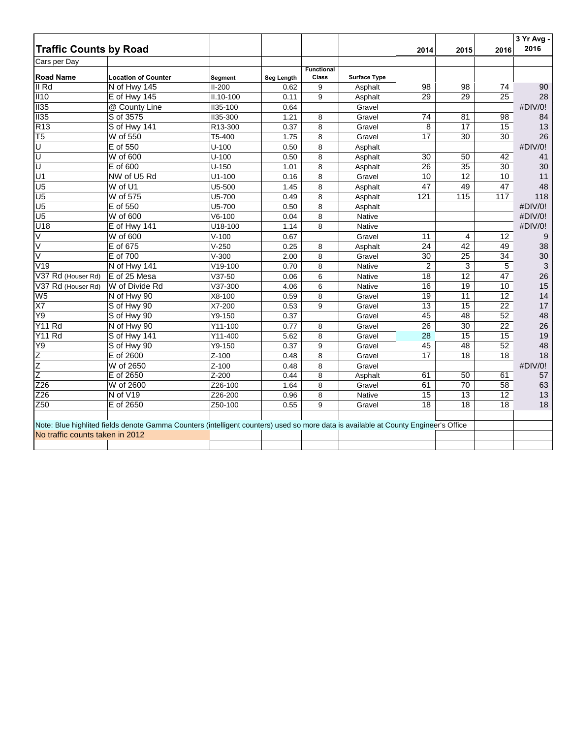## Traffic Counts by Road

Cars per Day

| Road Name | Location of Counter | Segment | Seg Length | Functional Class | Surface Type | 2014 | 2015 | 2016 | 3 Yr Avg - 2016 |
|---|---|---|---|---|---|---|---|---|---|
| II Rd | N of Hwy 145 | II-200 | 0.62 | 9 | Asphalt | 98 | 98 | 74 | 90 |
| II10 | E of Hwy 145 | II.10-100 | 0.11 | 9 | Asphalt | 29 | 29 | 25 | 28 |
| II35 | @ County Line | II35-100 | 0.64 | | Gravel | | | | #DIV/0! |
| II35 | S of 3575 | II35-300 | 1.21 | 8 | Gravel | 74 | 81 | 98 | 84 |
| R13 | S of Hwy 141 | R13-300 | 0.37 | 8 | Gravel | 8 | 17 | 15 | 13 |
| T5 | W of 550 | T5-400 | 1.75 | 8 | Gravel | 17 | 30 | 30 | 26 |
| U | E of 550 | U-100 | 0.50 | 8 | Asphalt | | | | #DIV/0! |
| U | W of 600 | U-100 | 0.50 | 8 | Asphalt | 30 | 50 | 42 | 41 |
| U | E of 600 | U-150 | 1.01 | 8 | Asphalt | 26 | 35 | 30 | 30 |
| U1 | NW of U5 Rd | U1-100 | 0.16 | 8 | Gravel | 10 | 12 | 10 | 11 |
| U5 | W of U1 | U5-500 | 1.45 | 8 | Asphalt | 47 | 49 | 47 | 48 |
| U5 | W of 575 | U5-700 | 0.49 | 8 | Asphalt | 121 | 115 | 117 | 118 |
| U5 | E of 550 | U5-700 | 0.50 | 8 | Asphalt | | | | #DIV/0! |
| U5 | W of 600 | V6-100 | 0.04 | 8 | Native | | | | #DIV/0! |
| U18 | E of Hwy 141 | U18-100 | 1.14 | 8 | Native | | | | #DIV/0! |
| V | W of 600 | V-100 | 0.67 | | Gravel | 11 | 4 | 12 | 9 |
| V | E of 675 | V-250 | 0.25 | 8 | Asphalt | 24 | 42 | 49 | 38 |
| V | E of 700 | V-300 | 2.00 | 8 | Gravel | 30 | 25 | 34 | 30 |
| V19 | N of Hwy 141 | V19-100 | 0.70 | 8 | Native | 2 | 3 | 5 | 3 |
| V37 Rd (Houser Rd) | E of 25 Mesa | V37-50 | 0.06 | 6 | Native | 18 | 12 | 47 | 26 |
| V37 Rd (Houser Rd) | W of Divide Rd | V37-300 | 4.06 | 6 | Native | 16 | 19 | 10 | 15 |
| W5 | N of Hwy 90 | X8-100 | 0.59 | 8 | Gravel | 19 | 11 | 12 | 14 |
| X7 | S of Hwy 90 | X7-200 | 0.53 | 9 | Gravel | 13 | 15 | 22 | 17 |
| Y9 | S of Hwy 90 | Y9-150 | 0.37 | | Gravel | 45 | 48 | 52 | 48 |
| Y11 Rd | N of Hwy 90 | Y11-100 | 0.77 | 8 | Gravel | 26 | 30 | 22 | 26 |
| Y11 Rd | S of Hwy 141 | Y11-400 | 5.62 | 8 | Gravel | 28 | 15 | 15 | 19 |
| Y9 | S of Hwy 90 | Y9-150 | 0.37 | 9 | Gravel | 45 | 48 | 52 | 48 |
| Z | E of 2600 | Z-100 | 0.48 | 8 | Gravel | 17 | 18 | 18 | 18 |
| Z | W of 2650 | Z-100 | 0.48 | 8 | Gravel | | | | #DIV/0! |
| Z | E of 2650 | Z-200 | 0.44 | 8 | Asphalt | 61 | 50 | 61 | 57 |
| Z26 | W of 2600 | Z26-100 | 1.64 | 8 | Gravel | 61 | 70 | 58 | 63 |
| Z26 | N of V19 | Z26-200 | 0.96 | 8 | Native | 15 | 13 | 12 | 13 |
| Z50 | E of 2650 | Z50-100 | 0.55 | 9 | Gravel | 18 | 18 | 18 | 18 |

Note: Blue highlited fields denote Gamma Counters (intelligent counters) used so more data is available at County Engineer's Office

No traffic counts taken in 2012